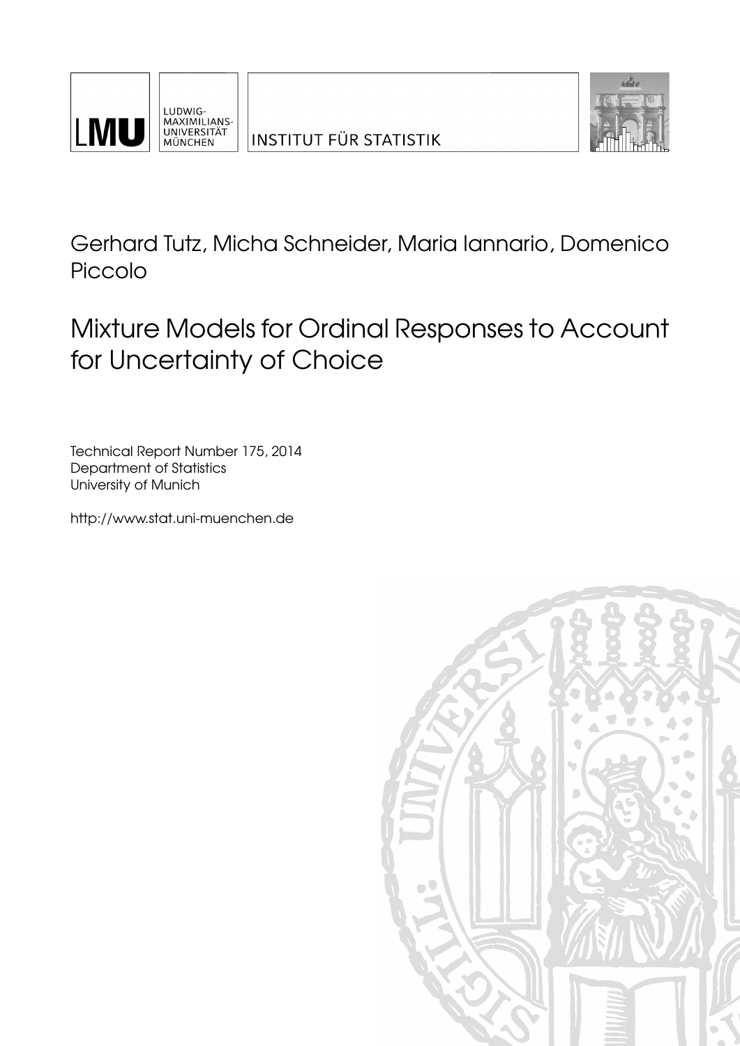LUDWIG-MAXIMILIANS-UNIVERSITÄT MÜNCHEN

INSTITUT FÜR STATISTIK

Gerhard Tutz, Micha Schneider, Maria Iannario, Domenico Piccolo

# Mixture Models for Ordinal Responses to Account for Uncertainty of Choice

Technical Report Number 175, 2014
Department of Statistics
University of Munich

http://www.stat.uni-muenchen.de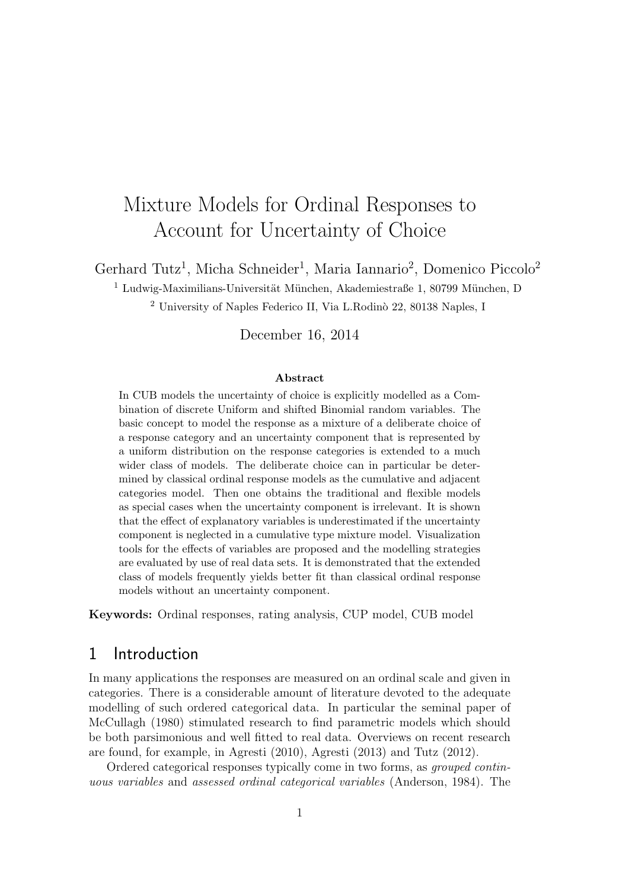# Mixture Models for Ordinal Responses to Account for Uncertainty of Choice

Gerhard Tutz[1], Micha Schneider[1], Maria Iannario[2], Domenico Piccolo[2]

[1] Ludwig-Maximilians-Universität München, Akademiestraße 1, 80799 München, D

[2] University of Naples Federico II, Via L.Rodinò 22, 80138 Naples, I

December 16, 2014

### Abstract

In CUB models the uncertainty of choice is explicitly modelled as a Combination of discrete Uniform and shifted Binomial random variables. The basic concept to model the response as a mixture of a deliberate choice of a response category and an uncertainty component that is represented by a uniform distribution on the response categories is extended to a much wider class of models. The deliberate choice can in particular be determined by classical ordinal response models as the cumulative and adjacent categories model. Then one obtains the traditional and flexible models as special cases when the uncertainty component is irrelevant. It is shown that the effect of explanatory variables is underestimated if the uncertainty component is neglected in a cumulative type mixture model. Visualization tools for the effects of variables are proposed and the modelling strategies are evaluated by use of real data sets. It is demonstrated that the extended class of models frequently yields better fit than classical ordinal response models without an uncertainty component.

**Keywords:** Ordinal responses, rating analysis, CUP model, CUB model

## 1 Introduction

In many applications the responses are measured on an ordinal scale and given in categories. There is a considerable amount of literature devoted to the adequate modelling of such ordered categorical data. In particular the seminal paper of McCullagh (1980) stimulated research to find parametric models which should be both parsimonious and well fitted to real data. Overviews on recent research are found, for example, in Agresti (2010), Agresti (2013) and Tutz (2012).

Ordered categorical responses typically come in two forms, as *grouped continuous variables* and *assessed ordinal categorical variables* (Anderson, 1984). The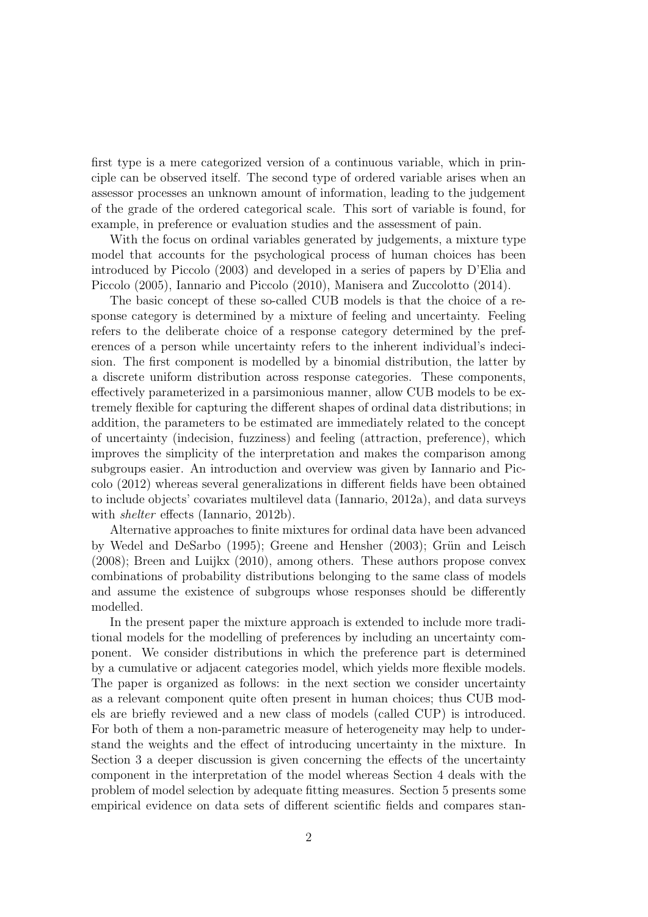first type is a mere categorized version of a continuous variable, which in principle can be observed itself. The second type of ordered variable arises when an assessor processes an unknown amount of information, leading to the judgement of the grade of the ordered categorical scale. This sort of variable is found, for example, in preference or evaluation studies and the assessment of pain.

With the focus on ordinal variables generated by judgements, a mixture type model that accounts for the psychological process of human choices has been introduced by Piccolo (2003) and developed in a series of papers by D'Elia and Piccolo (2005), Iannario and Piccolo (2010), Manisera and Zuccolotto (2014).

The basic concept of these so-called CUB models is that the choice of a response category is determined by a mixture of feeling and uncertainty. Feeling refers to the deliberate choice of a response category determined by the preferences of a person while uncertainty refers to the inherent individual's indecision. The first component is modelled by a binomial distribution, the latter by a discrete uniform distribution across response categories. These components, effectively parameterized in a parsimonious manner, allow CUB models to be extremely flexible for capturing the different shapes of ordinal data distributions; in addition, the parameters to be estimated are immediately related to the concept of uncertainty (indecision, fuzziness) and feeling (attraction, preference), which improves the simplicity of the interpretation and makes the comparison among subgroups easier. An introduction and overview was given by Iannario and Piccolo (2012) whereas several generalizations in different fields have been obtained to include objects' covariates multilevel data (Iannario, 2012a), and data surveys with *shelter* effects (Iannario, 2012b).

Alternative approaches to finite mixtures for ordinal data have been advanced by Wedel and DeSarbo (1995); Greene and Hensher (2003); Grün and Leisch (2008); Breen and Luijkx (2010), among others. These authors propose convex combinations of probability distributions belonging to the same class of models and assume the existence of subgroups whose responses should be differently modelled.

In the present paper the mixture approach is extended to include more traditional models for the modelling of preferences by including an uncertainty component. We consider distributions in which the preference part is determined by a cumulative or adjacent categories model, which yields more flexible models. The paper is organized as follows: in the next section we consider uncertainty as a relevant component quite often present in human choices; thus CUB models are briefly reviewed and a new class of models (called CUP) is introduced. For both of them a non-parametric measure of heterogeneity may help to understand the weights and the effect of introducing uncertainty in the mixture. In Section 3 a deeper discussion is given concerning the effects of the uncertainty component in the interpretation of the model whereas Section 4 deals with the problem of model selection by adequate fitting measures. Section 5 presents some empirical evidence on data sets of different scientific fields and compares stan-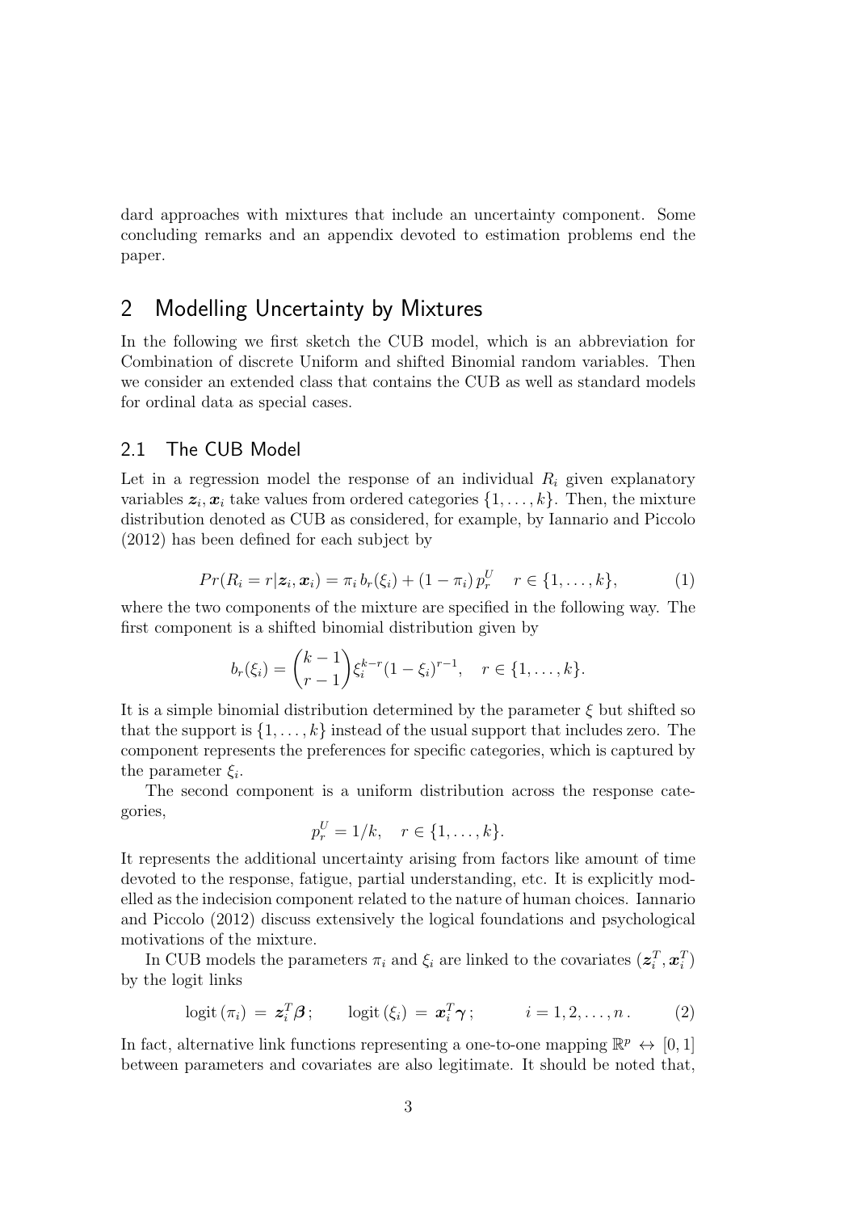dard approaches with mixtures that include an uncertainty component. Some concluding remarks and an appendix devoted to estimation problems end the paper.

## 2 Modelling Uncertainty by Mixtures

In the following we first sketch the CUB model, which is an abbreviation for Combination of discrete Uniform and shifted Binomial random variables. Then we consider an extended class that contains the CUB as well as standard models for ordinal data as special cases.

### 2.1 The CUB Model

Let in a regression model the response of an individual $R_i$ given explanatory variables $\boldsymbol{z}_i, \boldsymbol{x}_i$ take values from ordered categories $\{1, \ldots, k\}$. Then, the mixture distribution denoted as CUB as considered, for example, by Iannario and Piccolo (2012) has been defined for each subject by

$$Pr(R_i = r|\boldsymbol{z}_i, \boldsymbol{x}_i) = \pi_i \, b_r(\xi_i) + (1 - \pi_i) \, p_r^U \quad r \in \{1, \ldots, k\}, \tag{1}$$

where the two components of the mixture are specified in the following way. The first component is a shifted binomial distribution given by

$$b_r(\xi_i) = \binom{k-1}{r-1} \xi_i^{k-r} (1 - \xi_i)^{r-1}, \quad r \in \{1, \ldots, k\}.$$

It is a simple binomial distribution determined by the parameter $\xi$ but shifted so that the support is $\{1, \ldots, k\}$ instead of the usual support that includes zero. The component represents the preferences for specific categories, which is captured by the parameter $\xi_i$.

The second component is a uniform distribution across the response categories,

$$p_r^U = 1/k, \quad r \in \{1, \ldots, k\}.$$

It represents the additional uncertainty arising from factors like amount of time devoted to the response, fatigue, partial understanding, etc. It is explicitly modelled as the indecision component related to the nature of human choices. Iannario and Piccolo (2012) discuss extensively the logical foundations and psychological motivations of the mixture.

In CUB models the parameters $\pi_i$ and $\xi_i$ are linked to the covariates $(\boldsymbol{z}_i^T, \boldsymbol{x}_i^T)$ by the logit links

$$\text{logit}\,(\pi_i) \,=\, \boldsymbol{z}_i^T \boldsymbol{\beta}\,; \qquad \text{logit}\,(\xi_i) \,=\, \boldsymbol{x}_i^T \boldsymbol{\gamma}\,; \qquad i = 1, 2, \ldots, n\,. \tag{2}$$

In fact, alternative link functions representing a one-to-one mapping $\mathbb{R}^p \leftrightarrow [0, 1]$ between parameters and covariates are also legitimate. It should be noted that,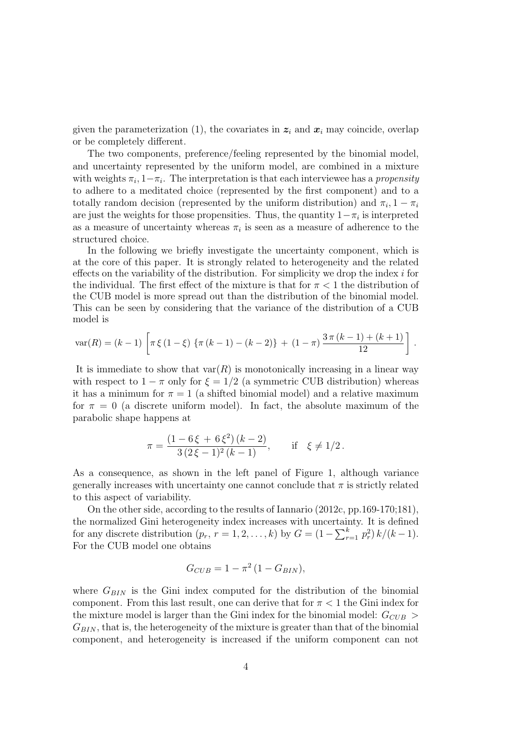given the parameterization (1), the covariates in $\boldsymbol{z}_i$ and $\boldsymbol{x}_i$ may coincide, overlap or be completely different.

The two components, preference/feeling represented by the binomial model, and uncertainty represented by the uniform model, are combined in a mixture with weights $\pi_i, 1-\pi_i$. The interpretation is that each interviewee has a *propensity* to adhere to a meditated choice (represented by the first component) and to a totally random decision (represented by the uniform distribution) and $\pi_i, 1-\pi_i$ are just the weights for those propensities. Thus, the quantity $1-\pi_i$ is interpreted as a measure of uncertainty whereas $\pi_i$ is seen as a measure of adherence to the structured choice.

In the following we briefly investigate the uncertainty component, which is at the core of this paper. It is strongly related to heterogeneity and the related effects on the variability of the distribution. For simplicity we drop the index $i$ for the individual. The first effect of the mixture is that for $\pi < 1$ the distribution of the CUB model is more spread out than the distribution of the binomial model. This can be seen by considering that the variance of the distribution of a CUB model is

$$\mathrm{var}(R) = (k-1)\left[\pi\,\xi\,(1-\xi)\;\{\pi\,(k-1)-(k-2)\}\;+\;(1-\pi)\,\frac{3\,\pi\,(k-1)+(k+1)}{12}\right].$$

It is immediate to show that $\mathrm{var}(R)$ is monotonically increasing in a linear way with respect to $1-\pi$ only for $\xi = 1/2$ (a symmetric CUB distribution) whereas it has a minimum for $\pi = 1$ (a shifted binomial model) and a relative maximum for $\pi = 0$ (a discrete uniform model). In fact, the absolute maximum of the parabolic shape happens at

$$\pi = \frac{(1-6\,\xi\;+\;6\,\xi^2)\,(k-2)}{3\,(2\,\xi-1)^2\,(k-1)}, \qquad \text{if} \quad \xi \neq 1/2\,.$$

As a consequence, as shown in the left panel of Figure 1, although variance generally increases with uncertainty one cannot conclude that $\pi$ is strictly related to this aspect of variability.

On the other side, according to the results of Iannario (2012c, pp.169-170;181), the normalized Gini heterogeneity index increases with uncertainty. It is defined for any discrete distribution $(p_r,\, r = 1, 2, \ldots, k)$ by $G = (1-\sum_{r=1}^{k} p_r^2)\,k/(k-1)$. For the CUB model one obtains

$$G_{CUB} = 1 - \pi^2\,(1 - G_{BIN}),$$

where $G_{BIN}$ is the Gini index computed for the distribution of the binomial component. From this last result, one can derive that for $\pi < 1$ the Gini index for the mixture model is larger than the Gini index for the binomial model: $G_{CUB} > G_{BIN}$, that is, the heterogeneity of the mixture is greater than that of the binomial component, and heterogeneity is increased if the uniform component can not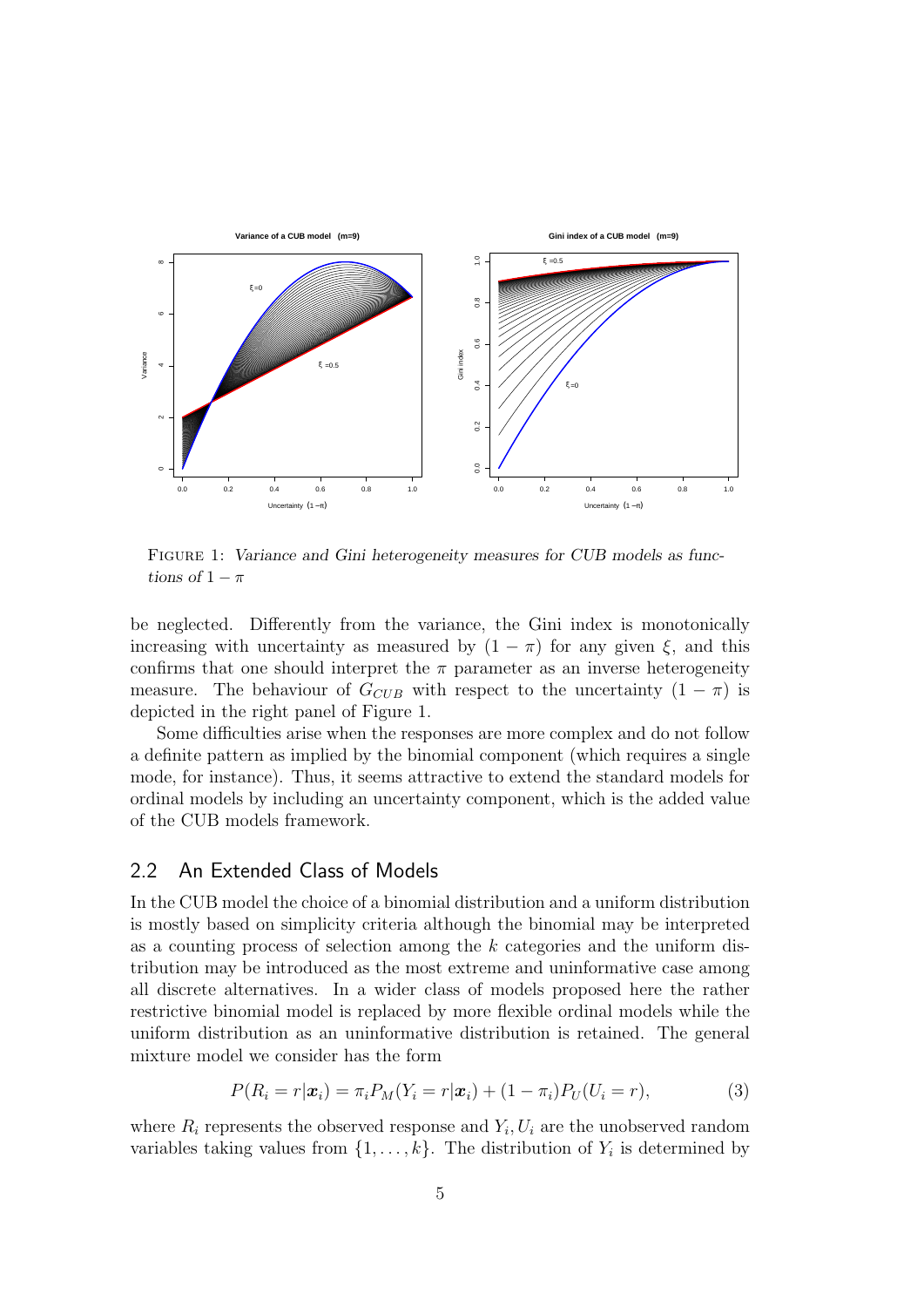FIGURE 1: *Variance and Gini heterogeneity measures for CUB models as functions of* $1 - \pi$

be neglected. Differently from the variance, the Gini index is monotonically increasing with uncertainty as measured by $(1 - \pi)$ for any given $\xi$, and this confirms that one should interpret the $\pi$ parameter as an inverse heterogeneity measure. The behaviour of $G_{CUB}$ with respect to the uncertainty $(1 - \pi)$ is depicted in the right panel of Figure 1.

Some difficulties arise when the responses are more complex and do not follow a definite pattern as implied by the binomial component (which requires a single mode, for instance). Thus, it seems attractive to extend the standard models for ordinal models by including an uncertainty component, which is the added value of the CUB models framework.

## 2.2 An Extended Class of Models

In the CUB model the choice of a binomial distribution and a uniform distribution is mostly based on simplicity criteria although the binomial may be interpreted as a counting process of selection among the $k$ categories and the uniform distribution may be introduced as the most extreme and uninformative case among all discrete alternatives. In a wider class of models proposed here the rather restrictive binomial model is replaced by more flexible ordinal models while the uniform distribution as an uninformative distribution is retained. The general mixture model we consider has the form

$$P(R_i = r|\boldsymbol{x}_i) = \pi_i P_M(Y_i = r|\boldsymbol{x}_i) + (1 - \pi_i) P_U(U_i = r), \tag{3}$$

where $R_i$ represents the observed response and $Y_i, U_i$ are the unobserved random variables taking values from $\{1, \ldots, k\}$. The distribution of $Y_i$ is determined by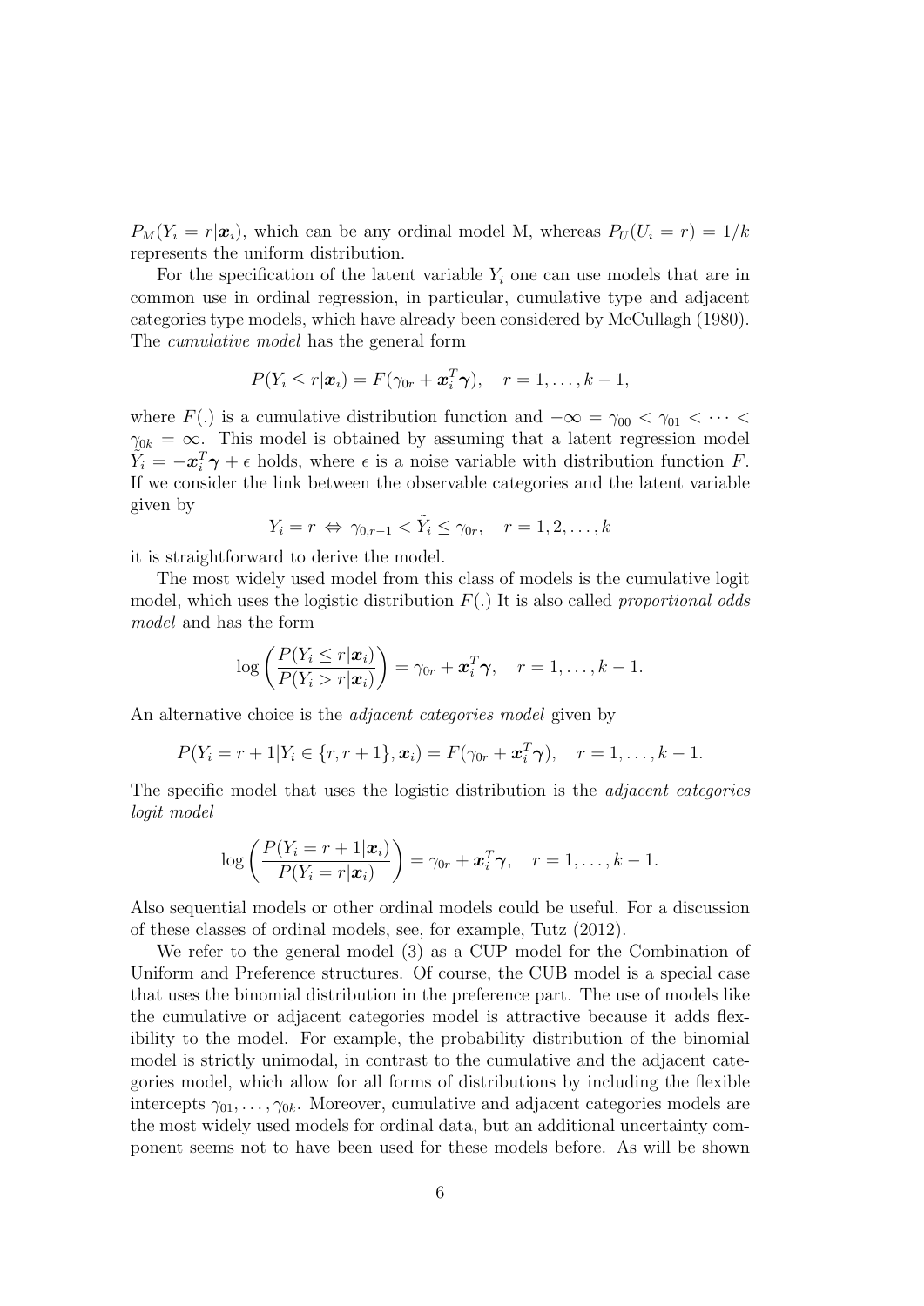$P_M(Y_i = r|\boldsymbol{x}_i)$, which can be any ordinal model M, whereas $P_U(U_i = r) = 1/k$ represents the uniform distribution.

For the specification of the latent variable $Y_i$ one can use models that are in common use in ordinal regression, in particular, cumulative type and adjacent categories type models, which have already been considered by McCullagh (1980). The *cumulative model* has the general form

$$P(Y_i \leq r|\boldsymbol{x}_i) = F(\gamma_{0r} + \boldsymbol{x}_i^T\boldsymbol{\gamma}), \quad r = 1, \dots, k-1,$$

where $F(.)$ is a cumulative distribution function and $-\infty = \gamma_{00} < \gamma_{01} < \cdots < \gamma_{0k} = \infty$. This model is obtained by assuming that a latent regression model $\tilde{Y}_i = -\boldsymbol{x}_i^T\boldsymbol{\gamma} + \epsilon$ holds, where $\epsilon$ is a noise variable with distribution function $F$. If we consider the link between the observable categories and the latent variable given by

$$Y_i = r \Leftrightarrow \gamma_{0,r-1} < \tilde{Y}_i \leq \gamma_{0r}, \quad r = 1, 2, \dots, k$$

it is straightforward to derive the model.

The most widely used model from this class of models is the cumulative logit model, which uses the logistic distribution $F(.)$ It is also called *proportional odds model* and has the form

$$\log\left(\frac{P(Y_i \leq r|\boldsymbol{x}_i)}{P(Y_i > r|\boldsymbol{x}_i)}\right) = \gamma_{0r} + \boldsymbol{x}_i^T\boldsymbol{\gamma}, \quad r = 1, \dots, k-1.$$

An alternative choice is the *adjacent categories model* given by

$$P(Y_i = r+1|Y_i \in \{r, r+1\}, \boldsymbol{x}_i) = F(\gamma_{0r} + \boldsymbol{x}_i^T\boldsymbol{\gamma}), \quad r = 1, \dots, k-1.$$

The specific model that uses the logistic distribution is the *adjacent categories logit model*

$$\log\left(\frac{P(Y_i = r+1|\boldsymbol{x}_i)}{P(Y_i = r|\boldsymbol{x}_i)}\right) = \gamma_{0r} + \boldsymbol{x}_i^T\boldsymbol{\gamma}, \quad r = 1, \dots, k-1.$$

Also sequential models or other ordinal models could be useful. For a discussion of these classes of ordinal models, see, for example, Tutz (2012).

We refer to the general model (3) as a CUP model for the Combination of Uniform and Preference structures. Of course, the CUB model is a special case that uses the binomial distribution in the preference part. The use of models like the cumulative or adjacent categories model is attractive because it adds flexibility to the model. For example, the probability distribution of the binomial model is strictly unimodal, in contrast to the cumulative and the adjacent categories model, which allow for all forms of distributions by including the flexible intercepts $\gamma_{01}, \dots, \gamma_{0k}$. Moreover, cumulative and adjacent categories models are the most widely used models for ordinal data, but an additional uncertainty component seems not to have been used for these models before. As will be shown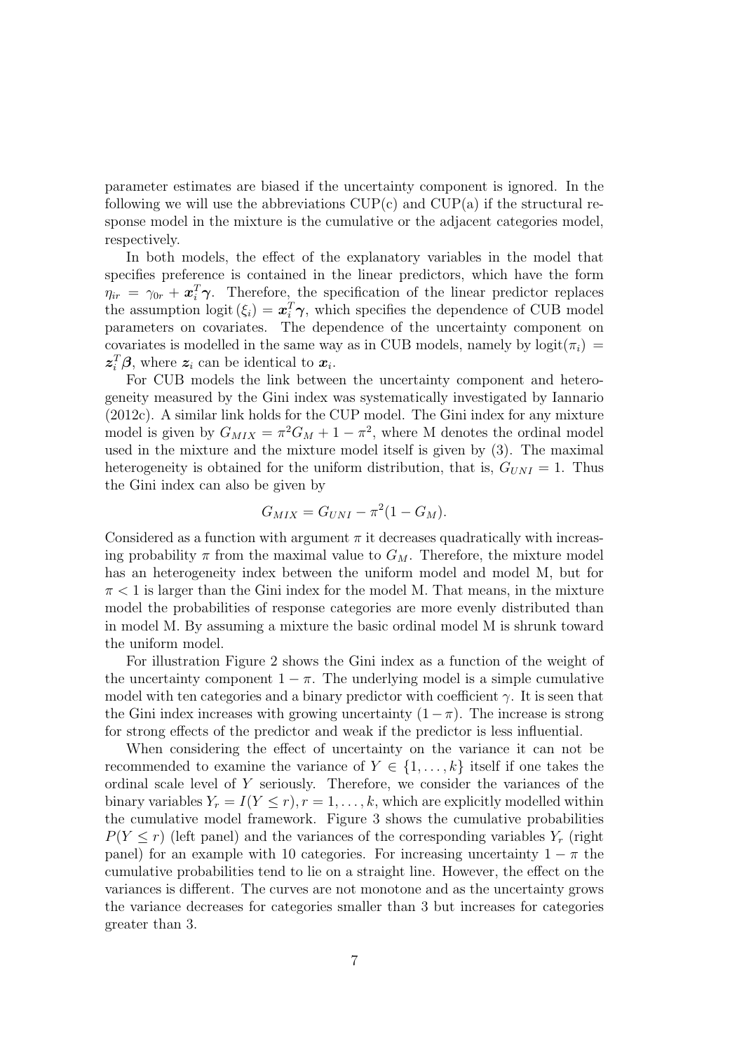parameter estimates are biased if the uncertainty component is ignored. In the following we will use the abbreviations CUP(c) and CUP(a) if the structural response model in the mixture is the cumulative or the adjacent categories model, respectively.

In both models, the effect of the explanatory variables in the model that specifies preference is contained in the linear predictors, which have the form $\eta_{ir} = \gamma_{0r} + \boldsymbol{x}_i^T\boldsymbol{\gamma}$. Therefore, the specification of the linear predictor replaces the assumption $\text{logit}\,(\xi_i) = \boldsymbol{x}_i^T\boldsymbol{\gamma}$, which specifies the dependence of CUB model parameters on covariates. The dependence of the uncertainty component on covariates is modelled in the same way as in CUB models, namely by $\text{logit}(\pi_i) = \boldsymbol{z}_i^T\boldsymbol{\beta}$, where $\boldsymbol{z}_i$ can be identical to $\boldsymbol{x}_i$.

For CUB models the link between the uncertainty component and heterogeneity measured by the Gini index was systematically investigated by Iannario (2012c). A similar link holds for the CUP model. The Gini index for any mixture model is given by $G_{MIX} = \pi^2 G_M + 1 - \pi^2$, where M denotes the ordinal model used in the mixture and the mixture model itself is given by (3). The maximal heterogeneity is obtained for the uniform distribution, that is, $G_{UNI} = 1$. Thus the Gini index can also be given by

$$G_{MIX} = G_{UNI} - \pi^2(1 - G_M).$$

Considered as a function with argument $\pi$ it decreases quadratically with increasing probability $\pi$ from the maximal value to $G_M$. Therefore, the mixture model has an heterogeneity index between the uniform model and model M, but for $\pi < 1$ is larger than the Gini index for the model M. That means, in the mixture model the probabilities of response categories are more evenly distributed than in model M. By assuming a mixture the basic ordinal model M is shrunk toward the uniform model.

For illustration Figure 2 shows the Gini index as a function of the weight of the uncertainty component $1 - \pi$. The underlying model is a simple cumulative model with ten categories and a binary predictor with coefficient $\gamma$. It is seen that the Gini index increases with growing uncertainty $(1 - \pi)$. The increase is strong for strong effects of the predictor and weak if the predictor is less influential.

When considering the effect of uncertainty on the variance it can not be recommended to examine the variance of $Y \in \{1, \ldots, k\}$ itself if one takes the ordinal scale level of $Y$ seriously. Therefore, we consider the variances of the binary variables $Y_r = I(Y \leq r), r = 1, \ldots, k$, which are explicitly modelled within the cumulative model framework. Figure 3 shows the cumulative probabilities $P(Y \leq r)$ (left panel) and the variances of the corresponding variables $Y_r$ (right panel) for an example with 10 categories. For increasing uncertainty $1 - \pi$ the cumulative probabilities tend to lie on a straight line. However, the effect on the variances is different. The curves are not monotone and as the uncertainty grows the variance decreases for categories smaller than 3 but increases for categories greater than 3.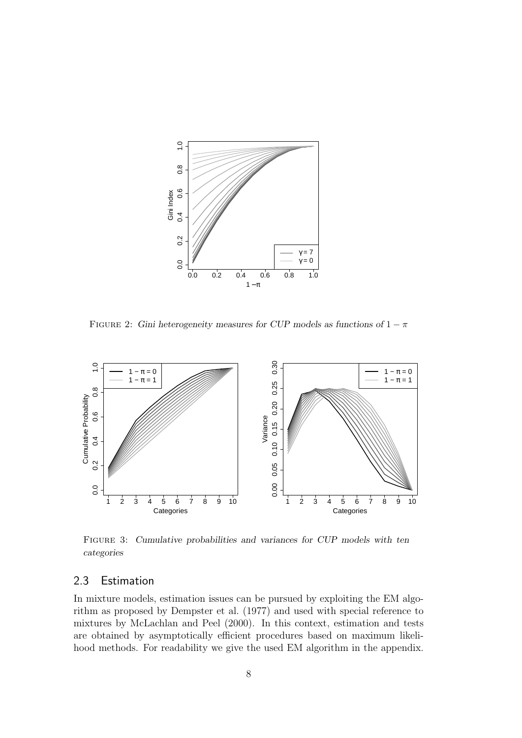FIGURE 2: *Gini heterogeneity measures for CUP models as functions of $1 - \pi$*

FIGURE 3: *Cumulative probabilities and variances for CUP models with ten categories*

## 2.3 Estimation

In mixture models, estimation issues can be pursued by exploiting the EM algorithm as proposed by Dempster et al. (1977) and used with special reference to mixtures by McLachlan and Peel (2000). In this context, estimation and tests are obtained by asymptotically efficient procedures based on maximum likelihood methods. For readability we give the used EM algorithm in the appendix.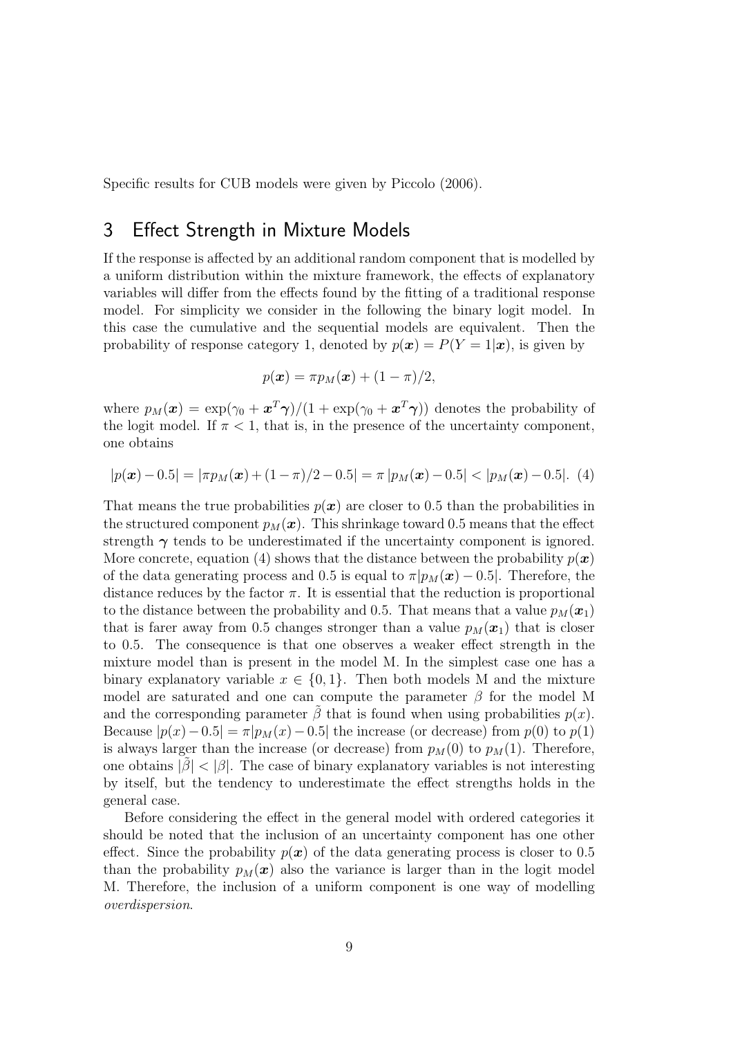Specific results for CUB models were given by Piccolo (2006).

## 3 Effect Strength in Mixture Models

If the response is affected by an additional random component that is modelled by a uniform distribution within the mixture framework, the effects of explanatory variables will differ from the effects found by the fitting of a traditional response model. For simplicity we consider in the following the binary logit model. In this case the cumulative and the sequential models are equivalent. Then the probability of response category 1, denoted by $p(\boldsymbol{x}) = P(Y = 1|\boldsymbol{x})$, is given by

$$p(\boldsymbol{x}) = \pi p_M(\boldsymbol{x}) + (1 - \pi)/2,$$

where $p_M(\boldsymbol{x}) = \exp(\gamma_0 + \boldsymbol{x}^T\boldsymbol{\gamma})/(1 + \exp(\gamma_0 + \boldsymbol{x}^T\boldsymbol{\gamma}))$ denotes the probability of the logit model. If $\pi < 1$, that is, in the presence of the uncertainty component, one obtains

$$|p(\boldsymbol{x}) - 0.5| = |\pi p_M(\boldsymbol{x}) + (1 - \pi)/2 - 0.5| = \pi\, |p_M(\boldsymbol{x}) - 0.5| < |p_M(\boldsymbol{x}) - 0.5|. \quad (4)$$

That means the true probabilities $p(\boldsymbol{x})$ are closer to 0.5 than the probabilities in the structured component $p_M(\boldsymbol{x})$. This shrinkage toward 0.5 means that the effect strength $\boldsymbol{\gamma}$ tends to be underestimated if the uncertainty component is ignored. More concrete, equation (4) shows that the distance between the probability $p(\boldsymbol{x})$ of the data generating process and 0.5 is equal to $\pi|p_M(\boldsymbol{x}) - 0.5|$. Therefore, the distance reduces by the factor $\pi$. It is essential that the reduction is proportional to the distance between the probability and 0.5. That means that a value $p_M(\boldsymbol{x}_1)$ that is farer away from 0.5 changes stronger than a value $p_M(\boldsymbol{x}_1)$ that is closer to 0.5. The consequence is that one observes a weaker effect strength in the mixture model than is present in the model M. In the simplest case one has a binary explanatory variable $x \in \{0, 1\}$. Then both models M and the mixture model are saturated and one can compute the parameter $\beta$ for the model M and the corresponding parameter $\tilde{\beta}$ that is found when using probabilities $p(x)$. Because $|p(x) - 0.5| = \pi|p_M(x) - 0.5|$ the increase (or decrease) from $p(0)$ to $p(1)$ is always larger than the increase (or decrease) from $p_M(0)$ to $p_M(1)$. Therefore, one obtains $|\tilde{\beta}| < |\beta|$. The case of binary explanatory variables is not interesting by itself, but the tendency to underestimate the effect strengths holds in the general case.

Before considering the effect in the general model with ordered categories it should be noted that the inclusion of an uncertainty component has one other effect. Since the probability $p(\boldsymbol{x})$ of the data generating process is closer to 0.5 than the probability $p_M(\boldsymbol{x})$ also the variance is larger than in the logit model M. Therefore, the inclusion of a uniform component is one way of modelling *overdispersion*.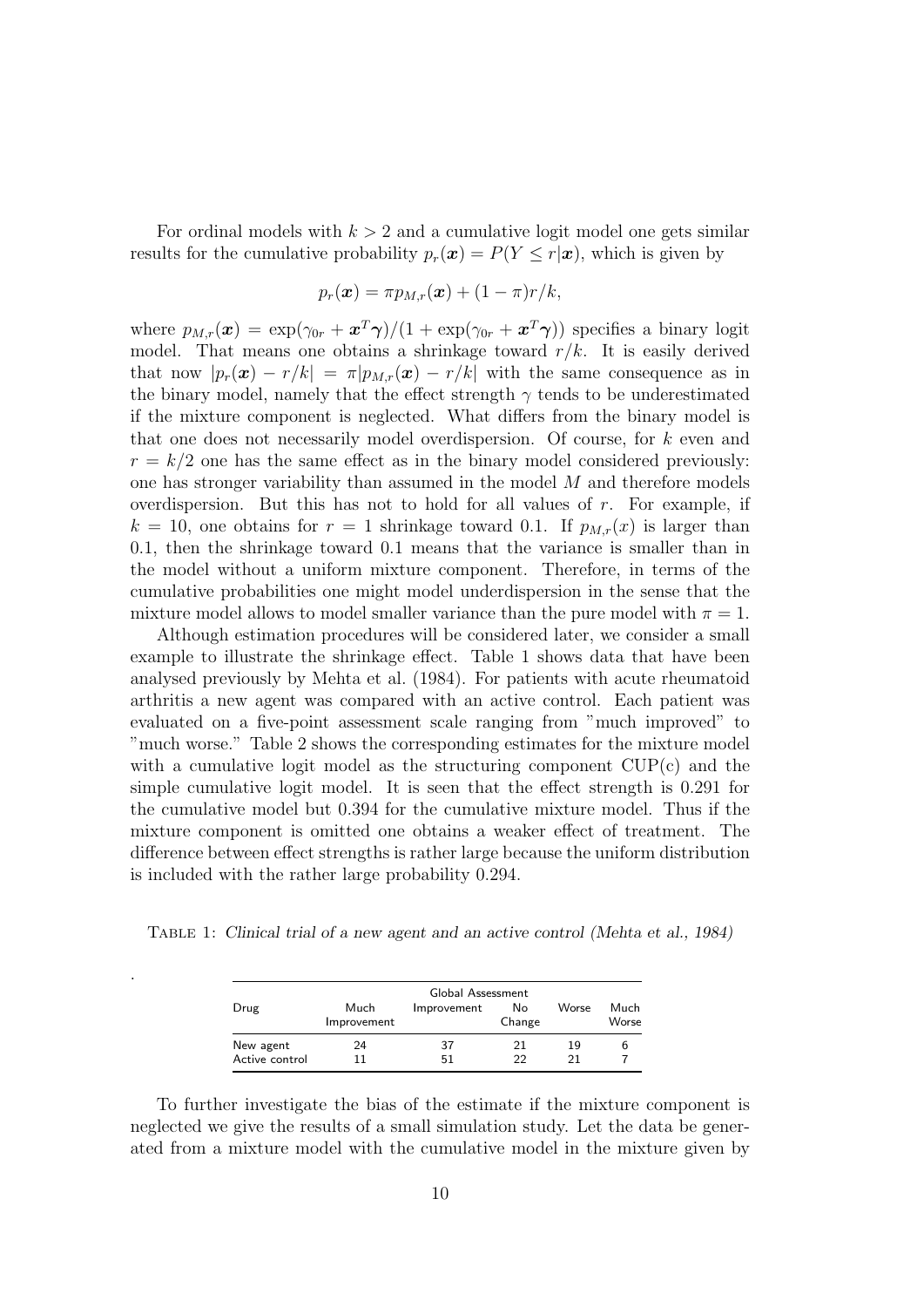For ordinal models with $k > 2$ and a cumulative logit model one gets similar results for the cumulative probability $p_r(\boldsymbol{x}) = P(Y \leq r|\boldsymbol{x})$, which is given by

$$p_r(\boldsymbol{x}) = \pi p_{M,r}(\boldsymbol{x}) + (1-\pi)r/k,$$

where $p_{M,r}(\boldsymbol{x}) = \exp(\gamma_{0r} + \boldsymbol{x}^T\boldsymbol{\gamma})/(1+\exp(\gamma_{0r} + \boldsymbol{x}^T\boldsymbol{\gamma}))$ specifies a binary logit model. That means one obtains a shrinkage toward $r/k$. It is easily derived that now $|p_r(\boldsymbol{x}) - r/k| = \pi|p_{M,r}(\boldsymbol{x}) - r/k|$ with the same consequence as in the binary model, namely that the effect strength $\gamma$ tends to be underestimated if the mixture component is neglected. What differs from the binary model is that one does not necessarily model overdispersion. Of course, for $k$ even and $r = k/2$ one has the same effect as in the binary model considered previously: one has stronger variability than assumed in the model $M$ and therefore models overdispersion. But this has not to hold for all values of $r$. For example, if $k = 10$, one obtains for $r = 1$ shrinkage toward 0.1. If $p_{M,r}(x)$ is larger than 0.1, then the shrinkage toward 0.1 means that the variance is smaller than in the model without a uniform mixture component. Therefore, in terms of the cumulative probabilities one might model underdispersion in the sense that the mixture model allows to model smaller variance than the pure model with $\pi = 1$.

Although estimation procedures will be considered later, we consider a small example to illustrate the shrinkage effect. Table 1 shows data that have been analysed previously by Mehta et al. (1984). For patients with acute rheumatoid arthritis a new agent was compared with an active control. Each patient was evaluated on a five-point assessment scale ranging from "much improved" to "much worse." Table 2 shows the corresponding estimates for the mixture model with a cumulative logit model as the structuring component CUP(c) and the simple cumulative logit model. It is seen that the effect strength is 0.291 for the cumulative model but 0.394 for the cumulative mixture model. Thus if the mixture component is omitted one obtains a weaker effect of treatment. The difference between effect strengths is rather large because the uniform distribution is included with the rather large probability 0.294.

Table 1: *Clinical trial of a new agent and an active control (Mehta et al., 1984)*

| Drug | Global Assessment | | | | |
|---|---|---|---|---|---|
| | Much Improvement | Improvement | No Change | Worse | Much Worse |
| New agent | 24 | 37 | 21 | 19 | 6 |
| Active control | 11 | 51 | 22 | 21 | 7 |

To further investigate the bias of the estimate if the mixture component is neglected we give the results of a small simulation study. Let the data be generated from a mixture model with the cumulative model in the mixture given by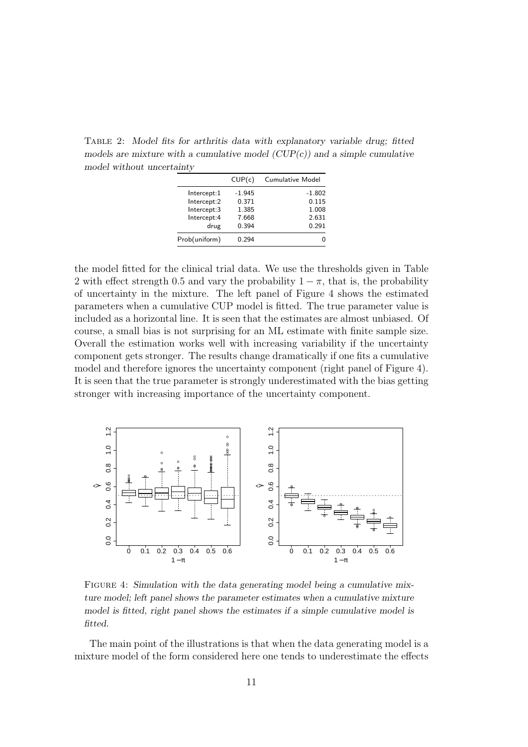Table 2: *Model fits for arthritis data with explanatory variable drug; fitted models are mixture with a cumulative model (CUP(c)) and a simple cumulative model without uncertainty*

| | CUP(c) | Cumulative Model |
|---|---|---|
| Intercept:1 | -1.945 | -1.802 |
| Intercept:2 | 0.371 | 0.115 |
| Intercept:3 | 1.385 | 1.008 |
| Intercept:4 | 7.668 | 2.631 |
| drug | 0.394 | 0.291 |
| Prob(uniform) | 0.294 | 0 |

the model fitted for the clinical trial data. We use the thresholds given in Table 2 with effect strength 0.5 and vary the probability $1 - \pi$, that is, the probability of uncertainty in the mixture. The left panel of Figure 4 shows the estimated parameters when a cumulative CUP model is fitted. The true parameter value is included as a horizontal line. It is seen that the estimates are almost unbiased. Of course, a small bias is not surprising for an ML estimate with finite sample size. Overall the estimation works well with increasing variability if the uncertainty component gets stronger. The results change dramatically if one fits a cumulative model and therefore ignores the uncertainty component (right panel of Figure 4). It is seen that the true parameter is strongly underestimated with the bias getting stronger with increasing importance of the uncertainty component.

Figure 4: *Simulation with the data generating model being a cumulative mixture model; left panel shows the parameter estimates when a cumulative mixture model is fitted, right panel shows the estimates if a simple cumulative model is fitted.*

The main point of the illustrations is that when the data generating model is a mixture model of the form considered here one tends to underestimate the effects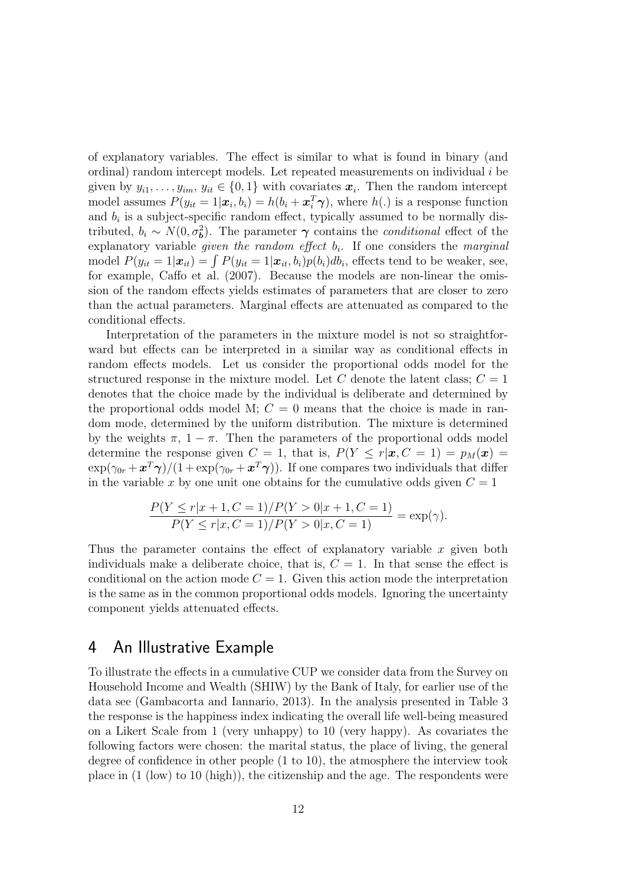of explanatory variables. The effect is similar to what is found in binary (and ordinal) random intercept models. Let repeated measurements on individual $i$ be given by $y_{i1}, \dots, y_{im}$, $y_{it} \in \{0, 1\}$ with covariates $\boldsymbol{x}_i$. Then the random intercept model assumes $P(y_{it} = 1|\boldsymbol{x}_i, b_i) = h(b_i + \boldsymbol{x}_i^T \boldsymbol{\gamma})$, where $h(.)$ is a response function and $b_i$ is a subject-specific random effect, typically assumed to be normally distributed, $b_i \sim N(0, \sigma_{\boldsymbol{b}}^2)$. The parameter $\boldsymbol{\gamma}$ contains the *conditional* effect of the explanatory variable *given the random effect* $b_i$. If one considers the *marginal* model $P(y_{it} = 1|\boldsymbol{x}_{it}) = \int P(y_{it} = 1|\boldsymbol{x}_{it}, b_i) p(b_i) db_i$, effects tend to be weaker, see, for example, Caffo et al. (2007). Because the models are non-linear the omission of the random effects yields estimates of parameters that are closer to zero than the actual parameters. Marginal effects are attenuated as compared to the conditional effects.

Interpretation of the parameters in the mixture model is not so straightforward but effects can be interpreted in a similar way as conditional effects in random effects models. Let us consider the proportional odds model for the structured response in the mixture model. Let $C$ denote the latent class; $C = 1$ denotes that the choice made by the individual is deliberate and determined by the proportional odds model M; $C = 0$ means that the choice is made in random mode, determined by the uniform distribution. The mixture is determined by the weights $\pi$, $1 - \pi$. Then the parameters of the proportional odds model determine the response given $C = 1$, that is, $P(Y \leq r|\boldsymbol{x}, C = 1) = p_M(\boldsymbol{x}) = \exp(\gamma_{0r} + \boldsymbol{x}^T \boldsymbol{\gamma})/(1 + \exp(\gamma_{0r} + \boldsymbol{x}^T \boldsymbol{\gamma}))$. If one compares two individuals that differ in the variable $x$ by one unit one obtains for the cumulative odds given $C = 1$

$$\frac{P(Y \leq r|x+1, C=1)/P(Y > 0|x+1, C=1)}{P(Y \leq r|x, C=1)/P(Y > 0|x, C=1)} = \exp(\gamma).$$

Thus the parameter contains the effect of explanatory variable $x$ given both individuals make a deliberate choice, that is, $C = 1$. In that sense the effect is conditional on the action mode $C = 1$. Given this action mode the interpretation is the same as in the common proportional odds models. Ignoring the uncertainty component yields attenuated effects.

## 4 An Illustrative Example

To illustrate the effects in a cumulative CUP we consider data from the Survey on Household Income and Wealth (SHIW) by the Bank of Italy, for earlier use of the data see (Gambacorta and Iannario, 2013). In the analysis presented in Table 3 the response is the happiness index indicating the overall life well-being measured on a Likert Scale from 1 (very unhappy) to 10 (very happy). As covariates the following factors were chosen: the marital status, the place of living, the general degree of confidence in other people (1 to 10), the atmosphere the interview took place in (1 (low) to 10 (high)), the citizenship and the age. The respondents were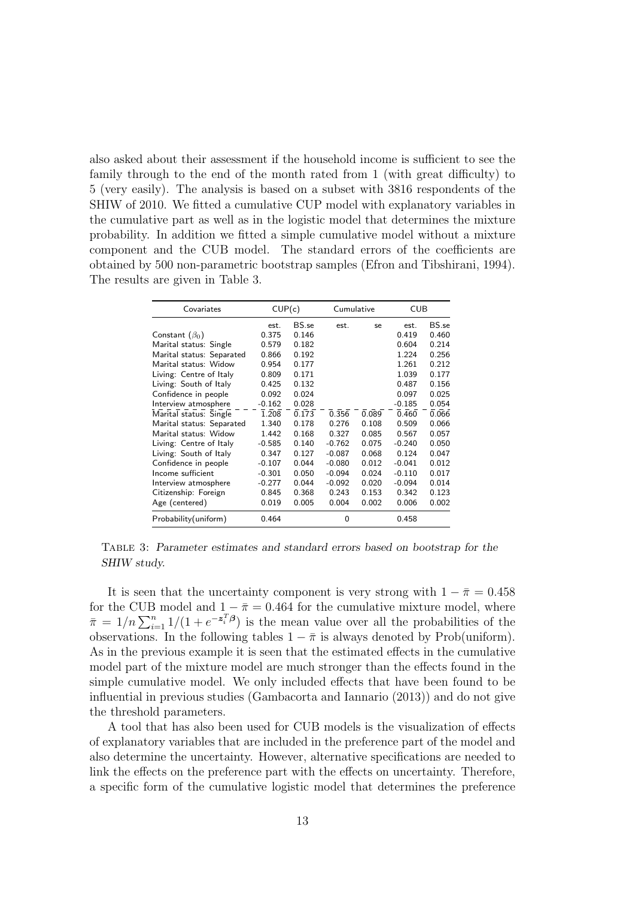also asked about their assessment if the household income is sufficient to see the family through to the end of the month rated from 1 (with great difficulty) to 5 (very easily). The analysis is based on a subset with 3816 respondents of the SHIW of 2010. We fitted a cumulative CUP model with explanatory variables in the cumulative part as well as in the logistic model that determines the mixture probability. In addition we fitted a simple cumulative model without a mixture component and the CUB model. The standard errors of the coefficients are obtained by 500 non-parametric bootstrap samples (Efron and Tibshirani, 1994). The results are given in Table 3.

| Covariates | CUP(c) | | Cumulative | | CUB | |
|---|---|---|---|---|---|---|
| | est. | BS.se | est. | se | est. | BS.se |
| Constant ($\beta_0$) | 0.375 | 0.146 | | | 0.419 | 0.460 |
| Marital status: Single | 0.579 | 0.182 | | | 0.604 | 0.214 |
| Marital status: Separated | 0.866 | 0.192 | | | 1.224 | 0.256 |
| Marital status: Widow | 0.954 | 0.177 | | | 1.261 | 0.212 |
| Living: Centre of Italy | 0.809 | 0.171 | | | 1.039 | 0.177 |
| Living: South of Italy | 0.425 | 0.132 | | | 0.487 | 0.156 |
| Confidence in people | 0.092 | 0.024 | | | 0.097 | 0.025 |
| Interview atmosphere | -0.162 | 0.028 | | | -0.185 | 0.054 |
| Marital status: Single | 1.208 | 0.173 | 0.356 | 0.089 | 0.460 | 0.066 |
| Marital status: Separated | 1.340 | 0.178 | 0.276 | 0.108 | 0.509 | 0.066 |
| Marital status: Widow | 1.442 | 0.168 | 0.327 | 0.085 | 0.567 | 0.057 |
| Living: Centre of Italy | -0.585 | 0.140 | -0.762 | 0.075 | -0.240 | 0.050 |
| Living: South of Italy | 0.347 | 0.127 | -0.087 | 0.068 | 0.124 | 0.047 |
| Confidence in people | -0.107 | 0.044 | -0.080 | 0.012 | -0.041 | 0.012 |
| Income sufficient | -0.301 | 0.050 | -0.094 | 0.024 | -0.110 | 0.017 |
| Interview atmosphere | -0.277 | 0.044 | -0.092 | 0.020 | -0.094 | 0.014 |
| Citizenship: Foreign | 0.845 | 0.368 | 0.243 | 0.153 | 0.342 | 0.123 |
| Age (centered) | 0.019 | 0.005 | 0.004 | 0.002 | 0.006 | 0.002 |
| Probability(uniform) | 0.464 | | 0 | | 0.458 | |

Table 3: *Parameter estimates and standard errors based on bootstrap for the SHIW study.*

It is seen that the uncertainty component is very strong with $1 - \bar{\pi} = 0.458$ for the CUB model and $1 - \bar{\pi} = 0.464$ for the cumulative mixture model, where $\bar{\pi} = 1/n \sum_{i=1}^{n} 1/(1 + e^{-\boldsymbol{z}_i^T \boldsymbol{\beta}})$ is the mean value over all the probabilities of the observations. In the following tables $1 - \bar{\pi}$ is always denoted by Prob(uniform). As in the previous example it is seen that the estimated effects in the cumulative model part of the mixture model are much stronger than the effects found in the simple cumulative model. We only included effects that have been found to be influential in previous studies (Gambacorta and Iannario (2013)) and do not give the threshold parameters.

A tool that has also been used for CUB models is the visualization of effects of explanatory variables that are included in the preference part of the model and also determine the uncertainty. However, alternative specifications are needed to link the effects on the preference part with the effects on uncertainty. Therefore, a specific form of the cumulative logistic model that determines the preference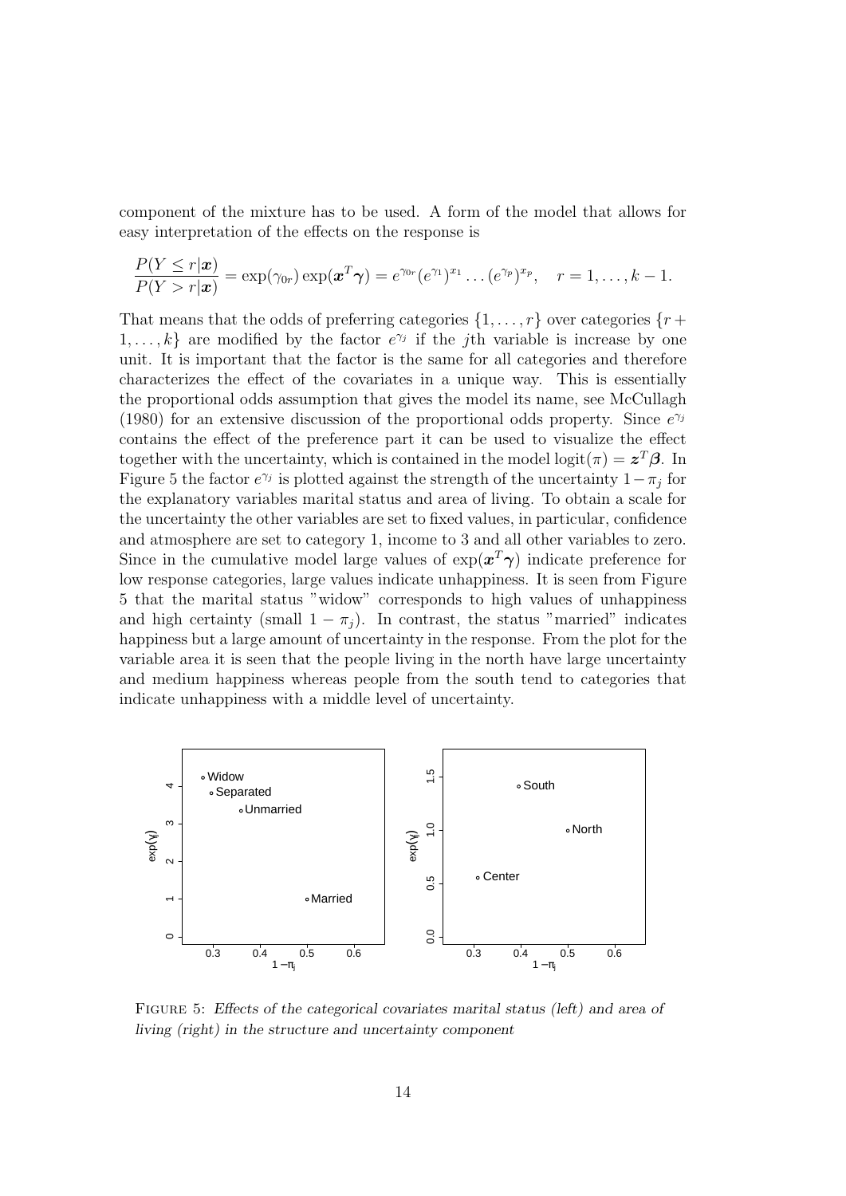component of the mixture has to be used. A form of the model that allows for easy interpretation of the effects on the response is

$$\frac{P(Y \leq r|\boldsymbol{x})}{P(Y > r|\boldsymbol{x})} = \exp(\gamma_{0r}) \exp(\boldsymbol{x}^T\boldsymbol{\gamma}) = e^{\gamma_{0r}}(e^{\gamma_1})^{x_1} \dots (e^{\gamma_p})^{x_p}, \quad r = 1, \dots, k-1.$$

That means that the odds of preferring categories $\{1, \dots, r\}$ over categories $\{r+1, \dots, k\}$ are modified by the factor $e^{\gamma_j}$ if the $j$th variable is increase by one unit. It is important that the factor is the same for all categories and therefore characterizes the effect of the covariates in a unique way. This is essentially the proportional odds assumption that gives the model its name, see McCullagh (1980) for an extensive discussion of the proportional odds property. Since $e^{\gamma_j}$ contains the effect of the preference part it can be used to visualize the effect together with the uncertainty, which is contained in the model $\text{logit}(\pi) = \boldsymbol{z}^T\boldsymbol{\beta}$. In Figure 5 the factor $e^{\gamma_j}$ is plotted against the strength of the uncertainty $1-\pi_j$ for the explanatory variables marital status and area of living. To obtain a scale for the uncertainty the other variables are set to fixed values, in particular, confidence and atmosphere are set to category 1, income to 3 and all other variables to zero. Since in the cumulative model large values of $\exp(\boldsymbol{x}^T\boldsymbol{\gamma})$ indicate preference for low response categories, large values indicate unhappiness. It is seen from Figure 5 that the marital status "widow" corresponds to high values of unhappiness and high certainty (small $1 - \pi_j$). In contrast, the status "married" indicates happiness but a large amount of uncertainty in the response. From the plot for the variable area it is seen that the people living in the north have large uncertainty and medium happiness whereas people from the south tend to categories that indicate unhappiness with a middle level of uncertainty.

FIGURE 5: *Effects of the categorical covariates marital status (left) and area of living (right) in the structure and uncertainty component*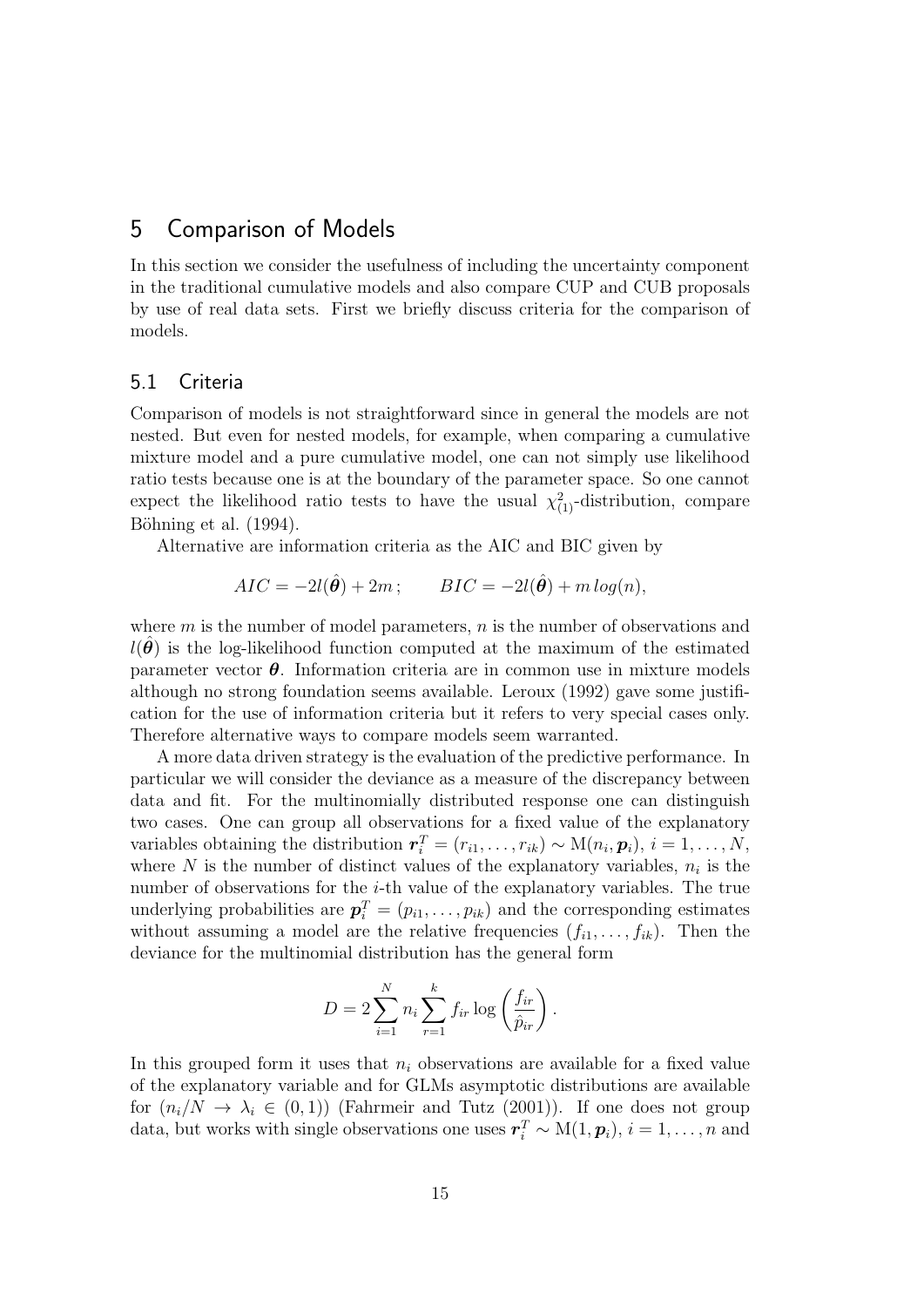# 5 Comparison of Models

In this section we consider the usefulness of including the uncertainty component in the traditional cumulative models and also compare CUP and CUB proposals by use of real data sets. First we briefly discuss criteria for the comparison of models.

## 5.1 Criteria

Comparison of models is not straightforward since in general the models are not nested. But even for nested models, for example, when comparing a cumulative mixture model and a pure cumulative model, one can not simply use likelihood ratio tests because one is at the boundary of the parameter space. So one cannot expect the likelihood ratio tests to have the usual $\chi^2_{(1)}$-distribution, compare Böhning et al. (1994).

Alternative are information criteria as the AIC and BIC given by

$$AIC = -2l(\hat{\boldsymbol{\theta}}) + 2m\,; \qquad BIC = -2l(\hat{\boldsymbol{\theta}}) + m\,log(n),$$

where $m$ is the number of model parameters, $n$ is the number of observations and $l(\hat{\boldsymbol{\theta}})$ is the log-likelihood function computed at the maximum of the estimated parameter vector $\boldsymbol{\theta}$. Information criteria are in common use in mixture models although no strong foundation seems available. Leroux (1992) gave some justification for the use of information criteria but it refers to very special cases only. Therefore alternative ways to compare models seem warranted.

A more data driven strategy is the evaluation of the predictive performance. In particular we will consider the deviance as a measure of the discrepancy between data and fit. For the multinomially distributed response one can distinguish two cases. One can group all observations for a fixed value of the explanatory variables obtaining the distribution $\boldsymbol{r}_i^T = (r_{i1}, \ldots, r_{ik}) \sim \mathrm{M}(n_i, \boldsymbol{p}_i)$, $i = 1, \ldots, N$, where $N$ is the number of distinct values of the explanatory variables, $n_i$ is the number of observations for the $i$-th value of the explanatory variables. The true underlying probabilities are $\boldsymbol{p}_i^T = (p_{i1}, \ldots, p_{ik})$ and the corresponding estimates without assuming a model are the relative frequencies $(f_{i1}, \ldots, f_{ik})$. Then the deviance for the multinomial distribution has the general form

$$D = 2\sum_{i=1}^{N} n_i \sum_{r=1}^{k} f_{ir} \log\left(\frac{f_{ir}}{\hat{p}_{ir}}\right).$$

In this grouped form it uses that $n_i$ observations are available for a fixed value of the explanatory variable and for GLMs asymptotic distributions are available for $(n_i/N \to \lambda_i \in (0,1))$ (Fahrmeir and Tutz (2001)). If one does not group data, but works with single observations one uses $\boldsymbol{r}_i^T \sim \mathrm{M}(1, \boldsymbol{p}_i)$, $i = 1, \ldots, n$ and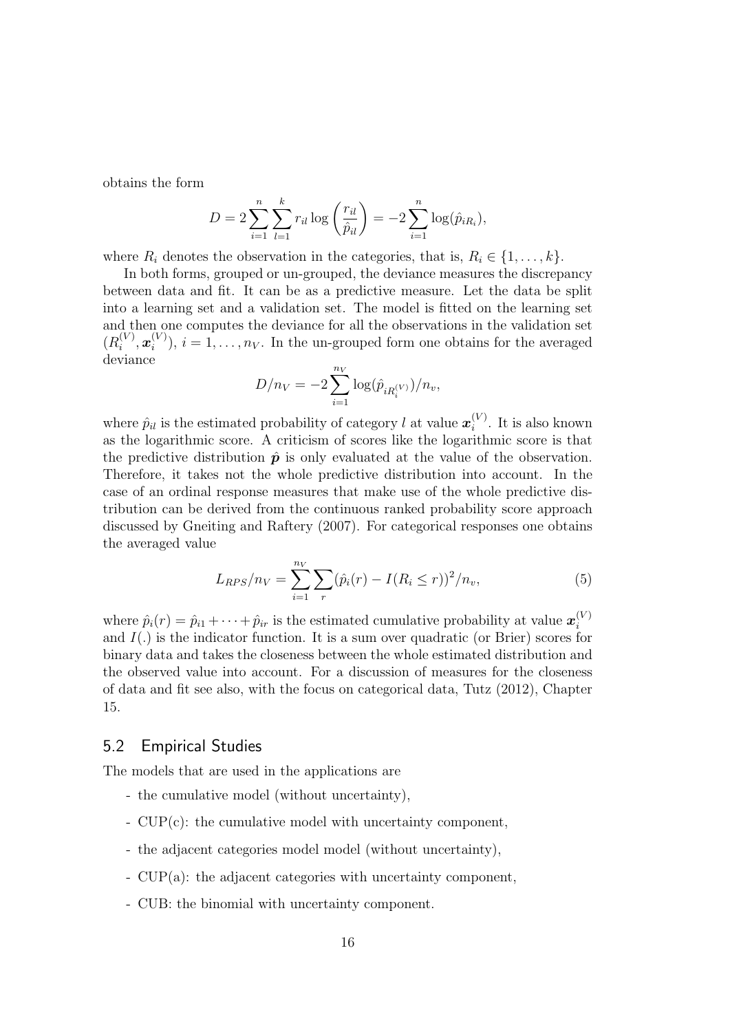obtains the form

$$D = 2\sum_{i=1}^{n}\sum_{l=1}^{k} r_{il}\log\left(\frac{r_{il}}{\hat{p}_{il}}\right) = -2\sum_{i=1}^{n}\log(\hat{p}_{iR_i}),$$

where $R_i$ denotes the observation in the categories, that is, $R_i \in \{1,\ldots,k\}$.

In both forms, grouped or un-grouped, the deviance measures the discrepancy between data and fit. It can be as a predictive measure. Let the data be split into a learning set and a validation set. The model is fitted on the learning set and then one computes the deviance for all the observations in the validation set $(R_i^{(V)}, \boldsymbol{x}_i^{(V)})$, $i = 1,\ldots,n_V$. In the un-grouped form one obtains for the averaged deviance

$$D/n_V = -2\sum_{i=1}^{n_V}\log(\hat{p}_{iR_i^{(V)}})/n_v,$$

where $\hat{p}_{il}$ is the estimated probability of category $l$ at value $\boldsymbol{x}_i^{(V)}$. It is also known as the logarithmic score. A criticism of scores like the logarithmic score is that the predictive distribution $\hat{\boldsymbol{p}}$ is only evaluated at the value of the observation. Therefore, it takes not the whole predictive distribution into account. In the case of an ordinal response measures that make use of the whole predictive distribution can be derived from the continuous ranked probability score approach discussed by Gneiting and Raftery (2007). For categorical responses one obtains the averaged value

$$L_{RPS}/n_V = \sum_{i=1}^{n_V}\sum_{r}(\hat{p}_i(r) - I(R_i \le r))^2/n_v, \tag{5}$$

where $\hat{p}_i(r) = \hat{p}_{i1} + \cdots + \hat{p}_{ir}$ is the estimated cumulative probability at value $\boldsymbol{x}_i^{(V)}$ and $I(.)$ is the indicator function. It is a sum over quadratic (or Brier) scores for binary data and takes the closeness between the whole estimated distribution and the observed value into account. For a discussion of measures for the closeness of data and fit see also, with the focus on categorical data, Tutz (2012), Chapter 15.

## 5.2 Empirical Studies

The models that are used in the applications are

- the cumulative model (without uncertainty),
- CUP(c): the cumulative model with uncertainty component,
- the adjacent categories model model (without uncertainty),
- CUP(a): the adjacent categories with uncertainty component,
- CUB: the binomial with uncertainty component.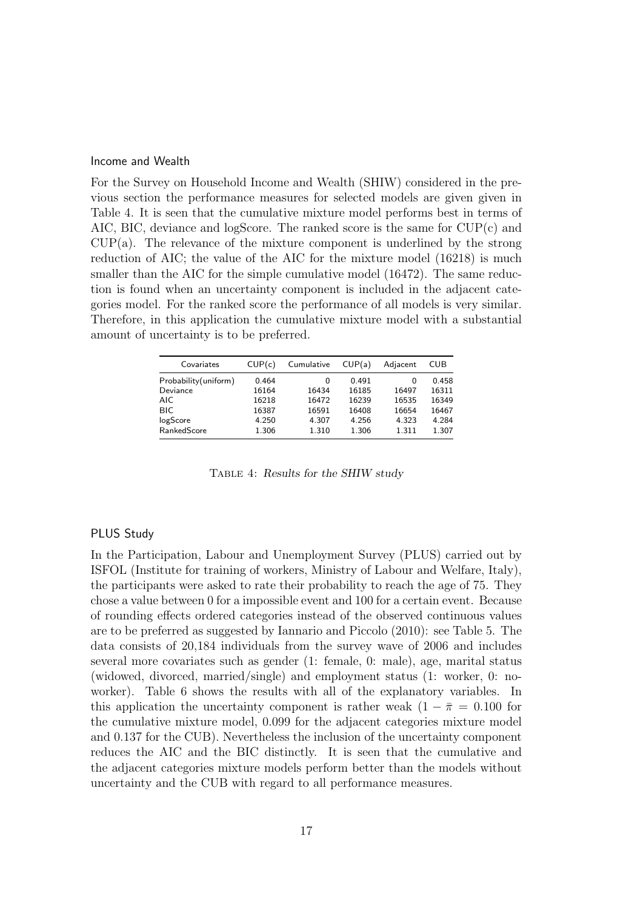### Income and Wealth

For the Survey on Household Income and Wealth (SHIW) considered in the previous section the performance measures for selected models are given given in Table 4. It is seen that the cumulative mixture model performs best in terms of AIC, BIC, deviance and logScore. The ranked score is the same for CUP(c) and CUP(a). The relevance of the mixture component is underlined by the strong reduction of AIC; the value of the AIC for the mixture model (16218) is much smaller than the AIC for the simple cumulative model (16472). The same reduction is found when an uncertainty component is included in the adjacent categories model. For the ranked score the performance of all models is very similar. Therefore, in this application the cumulative mixture model with a substantial amount of uncertainty is to be preferred.

| Covariates | CUP(c) | Cumulative | CUP(a) | Adjacent | CUB |
|---|---|---|---|---|---|
| Probability(uniform) | 0.464 | 0 | 0.491 | 0 | 0.458 |
| Deviance | 16164 | 16434 | 16185 | 16497 | 16311 |
| AIC | 16218 | 16472 | 16239 | 16535 | 16349 |
| BIC | 16387 | 16591 | 16408 | 16654 | 16467 |
| logScore | 4.250 | 4.307 | 4.256 | 4.323 | 4.284 |
| RankedScore | 1.306 | 1.310 | 1.306 | 1.311 | 1.307 |

Table 4: *Results for the SHIW study*

### PLUS Study

In the Participation, Labour and Unemployment Survey (PLUS) carried out by ISFOL (Institute for training of workers, Ministry of Labour and Welfare, Italy), the participants were asked to rate their probability to reach the age of 75. They chose a value between 0 for a impossible event and 100 for a certain event. Because of rounding effects ordered categories instead of the observed continuous values are to be preferred as suggested by Iannario and Piccolo (2010): see Table 5. The data consists of 20,184 individuals from the survey wave of 2006 and includes several more covariates such as gender (1: female, 0: male), age, marital status (widowed, divorced, married/single) and employment status (1: worker, 0: no-worker). Table 6 shows the results with all of the explanatory variables. In this application the uncertainty component is rather weak ($1 - \bar{\pi} = 0.100$ for the cumulative mixture model, 0.099 for the adjacent categories mixture model and 0.137 for the CUB). Nevertheless the inclusion of the uncertainty component reduces the AIC and the BIC distinctly. It is seen that the cumulative and the adjacent categories mixture models perform better than the models without uncertainty and the CUB with regard to all performance measures.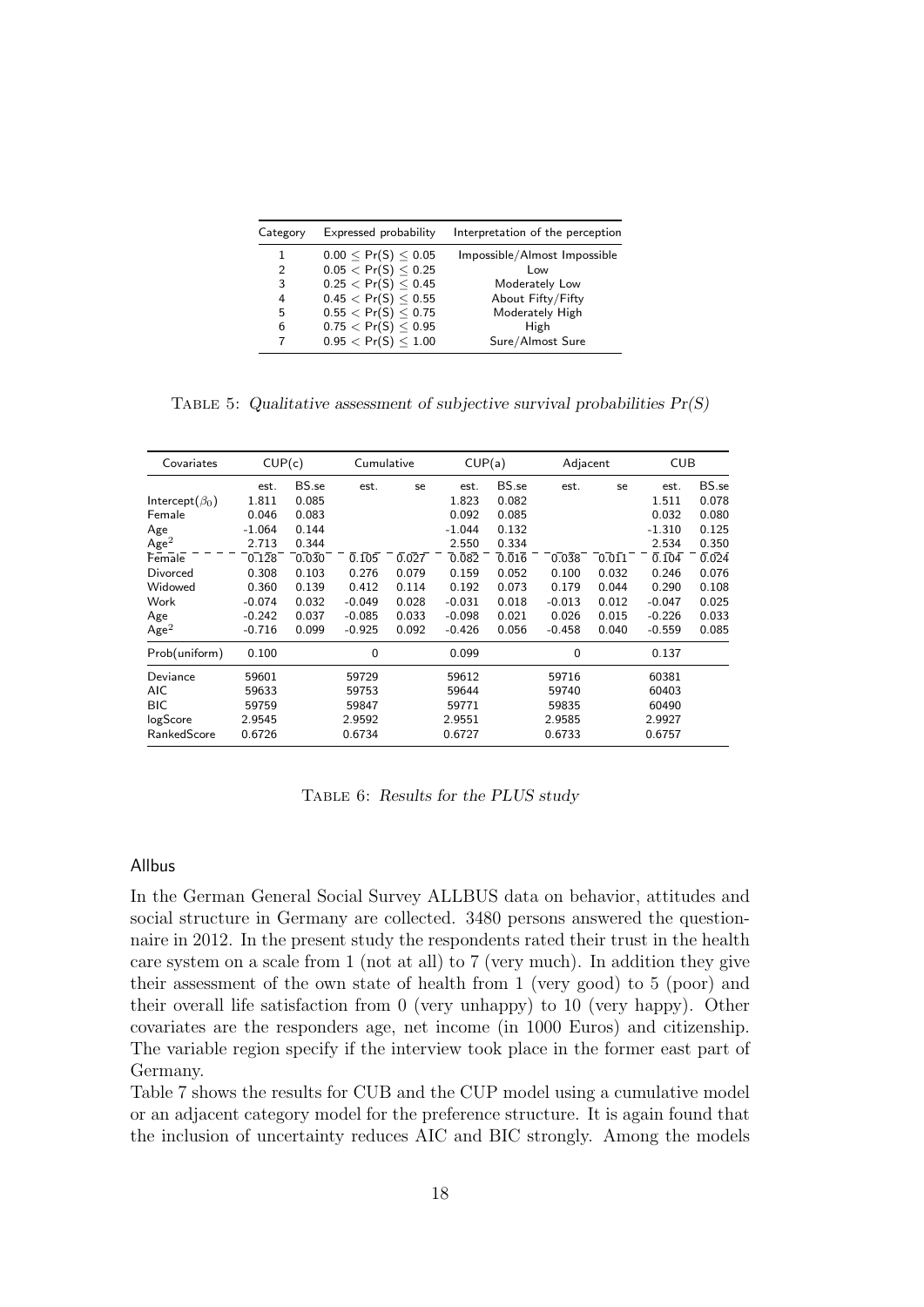| Category | Expressed probability | Interpretation of the perception |
|---|---|---|
| 1 | $0.00 \leq Pr(S) \leq 0.05$ | Impossible/Almost Impossible |
| 2 | $0.05 < Pr(S) \leq 0.25$ | Low |
| 3 | $0.25 < Pr(S) \leq 0.45$ | Moderately Low |
| 4 | $0.45 < Pr(S) \leq 0.55$ | About Fifty/Fifty |
| 5 | $0.55 < Pr(S) \leq 0.75$ | Moderately High |
| 6 | $0.75 < Pr(S) \leq 0.95$ | High |
| 7 | $0.95 < Pr(S) \leq 1.00$ | Sure/Almost Sure |

Table 5: *Qualitative assessment of subjective survival probabilities Pr(S)*

| Covariates | CUP(c) | | Cumulative | | CUP(a) | | Adjacent | | CUB | |
|---|---|---|---|---|---|---|---|---|---|---|
| | est. | BS.se | est. | se | est. | BS.se | est. | se | est. | BS.se |
| Intercept($\beta_0$) | 1.811 | 0.085 | | | 1.823 | 0.082 | | | 1.511 | 0.078 |
| Female | 0.046 | 0.083 | | | 0.092 | 0.085 | | | 0.032 | 0.080 |
| Age | -1.064 | 0.144 | | | -1.044 | 0.132 | | | -1.310 | 0.125 |
| Age$^2$ | 2.713 | 0.344 | | | 2.550 | 0.334 | | | 2.534 | 0.350 |
| Female | 0.128 | 0.030 | 0.105 | 0.027 | 0.082 | 0.016 | 0.038 | 0.011 | 0.104 | 0.024 |
| Divorced | 0.308 | 0.103 | 0.276 | 0.079 | 0.159 | 0.052 | 0.100 | 0.032 | 0.246 | 0.076 |
| Widowed | 0.360 | 0.139 | 0.412 | 0.114 | 0.192 | 0.073 | 0.179 | 0.044 | 0.290 | 0.108 |
| Work | -0.074 | 0.032 | -0.049 | 0.028 | -0.031 | 0.018 | -0.013 | 0.012 | -0.047 | 0.025 |
| Age | -0.242 | 0.037 | -0.085 | 0.033 | -0.098 | 0.021 | 0.026 | 0.015 | -0.226 | 0.033 |
| Age$^2$ | -0.716 | 0.099 | -0.925 | 0.092 | -0.426 | 0.056 | -0.458 | 0.040 | -0.559 | 0.085 |
| Prob(uniform) | 0.100 | | 0 | | 0.099 | | 0 | | 0.137 | |
| Deviance | 59601 | | 59729 | | 59612 | | 59716 | | 60381 | |
| AIC | 59633 | | 59753 | | 59644 | | 59740 | | 60403 | |
| BIC | 59759 | | 59847 | | 59771 | | 59835 | | 60490 | |
| logScore | 2.9545 | | 2.9592 | | 2.9551 | | 2.9585 | | 2.9927 | |
| RankedScore | 0.6726 | | 0.6734 | | 0.6727 | | 0.6733 | | 0.6757 | |

Table 6: *Results for the PLUS study*

### Allbus

In the German General Social Survey ALLBUS data on behavior, attitudes and social structure in Germany are collected. 3480 persons answered the questionnaire in 2012. In the present study the respondents rated their trust in the health care system on a scale from 1 (not at all) to 7 (very much). In addition they give their assessment of the own state of health from 1 (very good) to 5 (poor) and their overall life satisfaction from 0 (very unhappy) to 10 (very happy). Other covariates are the responders age, net income (in 1000 Euros) and citizenship. The variable region specify if the interview took place in the former east part of Germany.

Table 7 shows the results for CUB and the CUP model using a cumulative model or an adjacent category model for the preference structure. It is again found that the inclusion of uncertainty reduces AIC and BIC strongly. Among the models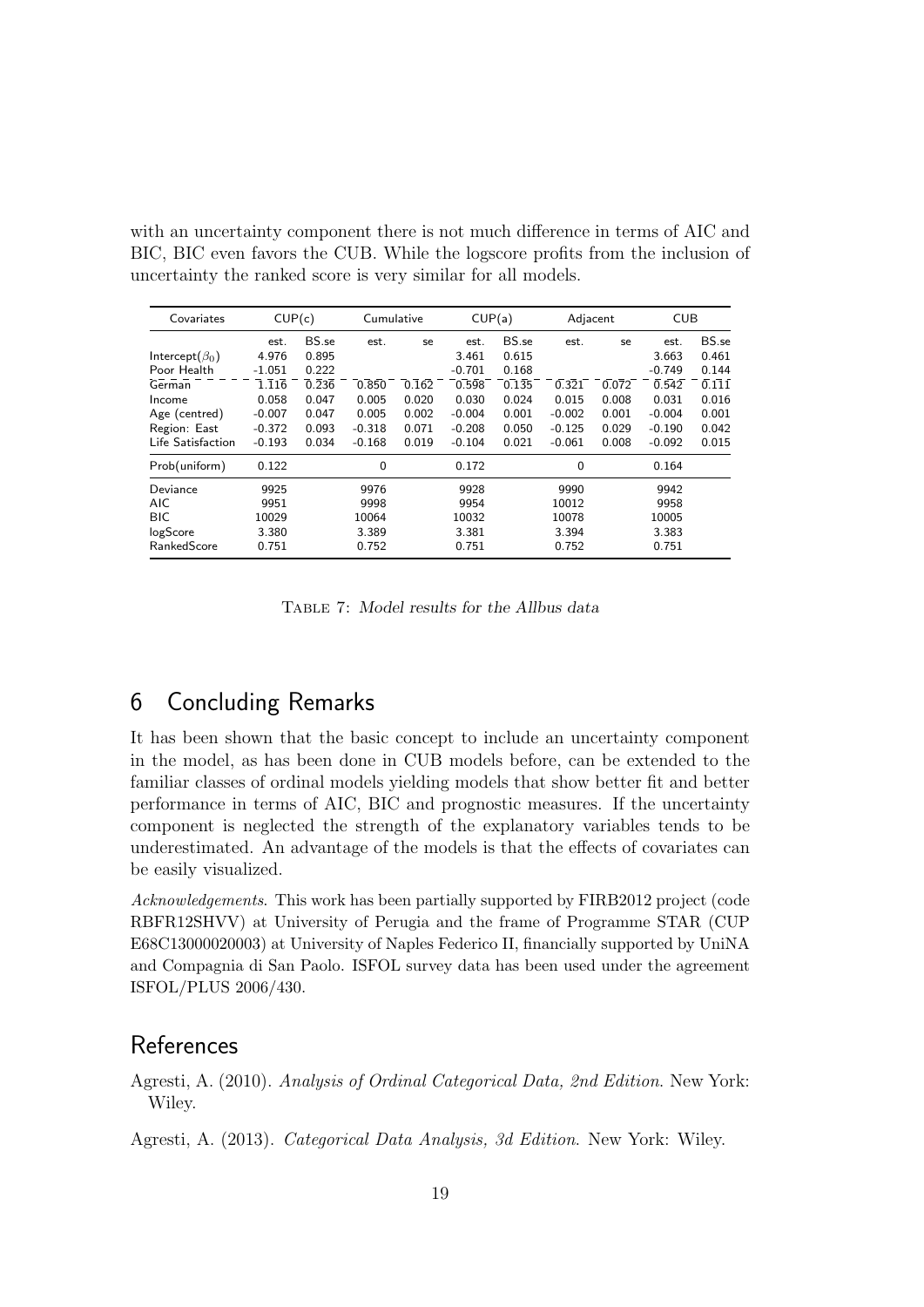with an uncertainty component there is not much difference in terms of AIC and BIC, BIC even favors the CUB. While the logscore profits from the inclusion of uncertainty the ranked score is very similar for all models.

| Covariates | CUP(c) | | Cumulative | | CUP(a) | | Adjacent | | CUB | |
|---|---|---|---|---|---|---|---|---|---|---|
| | est. | BS.se | est. | se | est. | BS.se | est. | se | est. | BS.se |
| Intercept($\beta_0$) | 4.976 | 0.895 | | | 3.461 | 0.615 | | | 3.663 | 0.461 |
| Poor Health | -1.051 | 0.222 | | | -0.701 | 0.168 | | | -0.749 | 0.144 |
| German | 1.116 | 0.236 | 0.850 | 0.162 | 0.598 | 0.135 | 0.321 | 0.072 | 0.542 | 0.111 |
| Income | 0.058 | 0.047 | 0.005 | 0.020 | 0.030 | 0.024 | 0.015 | 0.008 | 0.031 | 0.016 |
| Age (centred) | -0.007 | 0.047 | 0.005 | 0.002 | -0.004 | 0.001 | -0.002 | 0.001 | -0.004 | 0.001 |
| Region: East | -0.372 | 0.093 | -0.318 | 0.071 | -0.208 | 0.050 | -0.125 | 0.029 | -0.190 | 0.042 |
| Life Satisfaction | -0.193 | 0.034 | -0.168 | 0.019 | -0.104 | 0.021 | -0.061 | 0.008 | -0.092 | 0.015 |
| Prob(uniform) | 0.122 | | 0 | | 0.172 | | 0 | | 0.164 | |
| Deviance | 9925 | | 9976 | | 9928 | | 9990 | | 9942 | |
| AIC | 9951 | | 9998 | | 9954 | | 10012 | | 9958 | |
| BIC | 10029 | | 10064 | | 10032 | | 10078 | | 10005 | |
| logScore | 3.380 | | 3.389 | | 3.381 | | 3.394 | | 3.383 | |
| RankedScore | 0.751 | | 0.752 | | 0.751 | | 0.752 | | 0.751 | |

Table 7: *Model results for the Allbus data*

## 6 Concluding Remarks

It has been shown that the basic concept to include an uncertainty component in the model, as has been done in CUB models before, can be extended to the familiar classes of ordinal models yielding models that show better fit and better performance in terms of AIC, BIC and prognostic measures. If the uncertainty component is neglected the strength of the explanatory variables tends to be underestimated. An advantage of the models is that the effects of covariates can be easily visualized.

*Acknowledgements*. This work has been partially supported by FIRB2012 project (code RBFR12SHVV) at University of Perugia and the frame of Programme STAR (CUP E68C13000020003) at University of Naples Federico II, financially supported by UniNA and Compagnia di San Paolo. ISFOL survey data has been used under the agreement ISFOL/PLUS 2006/430.

## References

Agresti, A. (2010). *Analysis of Ordinal Categorical Data, 2nd Edition*. New York: Wiley.

Agresti, A. (2013). *Categorical Data Analysis, 3d Edition*. New York: Wiley.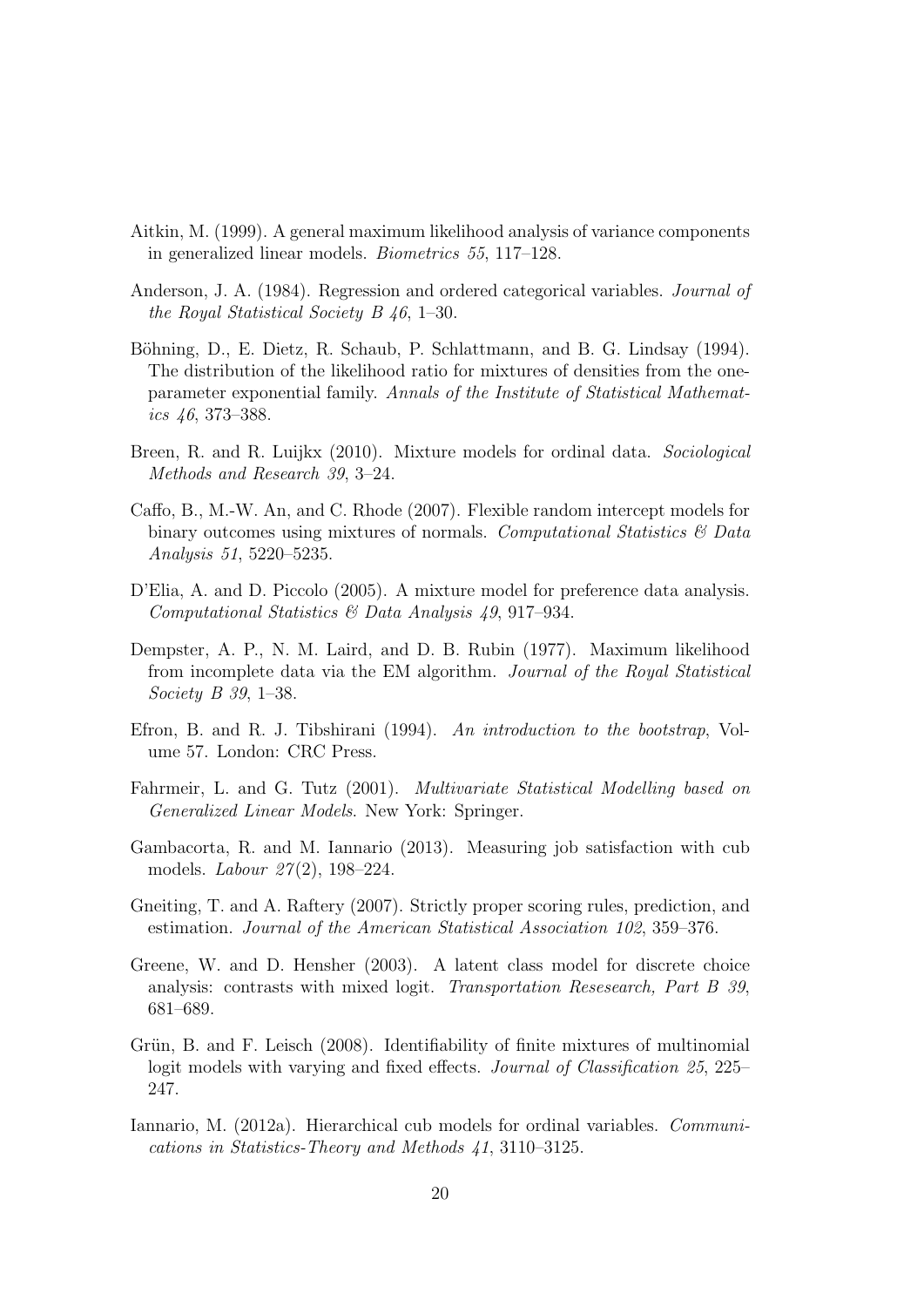Aitkin, M. (1999). A general maximum likelihood analysis of variance components in generalized linear models. *Biometrics 55*, 117–128.

Anderson, J. A. (1984). Regression and ordered categorical variables. *Journal of the Royal Statistical Society B 46*, 1–30.

Böhning, D., E. Dietz, R. Schaub, P. Schlattmann, and B. G. Lindsay (1994). The distribution of the likelihood ratio for mixtures of densities from the one-parameter exponential family. *Annals of the Institute of Statistical Mathematics 46*, 373–388.

Breen, R. and R. Luijkx (2010). Mixture models for ordinal data. *Sociological Methods and Research 39*, 3–24.

Caffo, B., M.-W. An, and C. Rhode (2007). Flexible random intercept models for binary outcomes using mixtures of normals. *Computational Statistics & Data Analysis 51*, 5220–5235.

D'Elia, A. and D. Piccolo (2005). A mixture model for preference data analysis. *Computational Statistics & Data Analysis 49*, 917–934.

Dempster, A. P., N. M. Laird, and D. B. Rubin (1977). Maximum likelihood from incomplete data via the EM algorithm. *Journal of the Royal Statistical Society B 39*, 1–38.

Efron, B. and R. J. Tibshirani (1994). *An introduction to the bootstrap*, Volume 57. London: CRC Press.

Fahrmeir, L. and G. Tutz (2001). *Multivariate Statistical Modelling based on Generalized Linear Models*. New York: Springer.

Gambacorta, R. and M. Iannario (2013). Measuring job satisfaction with cub models. *Labour 27*(2), 198–224.

Gneiting, T. and A. Raftery (2007). Strictly proper scoring rules, prediction, and estimation. *Journal of the American Statistical Association 102*, 359–376.

Greene, W. and D. Hensher (2003). A latent class model for discrete choice analysis: contrasts with mixed logit. *Transportation Resesearch, Part B 39*, 681–689.

Grün, B. and F. Leisch (2008). Identifiability of finite mixtures of multinomial logit models with varying and fixed effects. *Journal of Classification 25*, 225–247.

Iannario, M. (2012a). Hierarchical cub models for ordinal variables. *Communications in Statistics-Theory and Methods 41*, 3110–3125.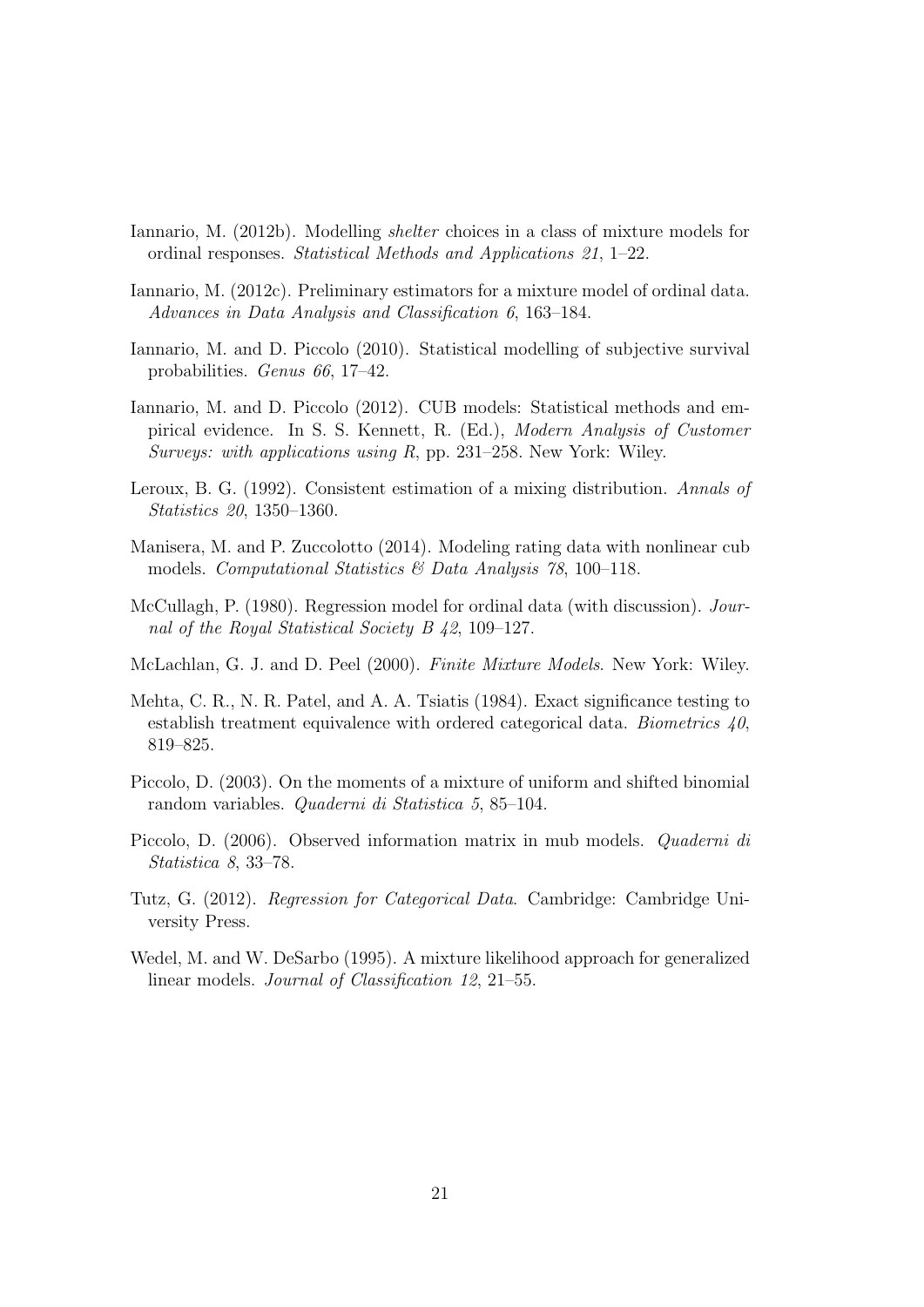Iannario, M. (2012b). Modelling *shelter* choices in a class of mixture models for ordinal responses. *Statistical Methods and Applications 21*, 1–22.

Iannario, M. (2012c). Preliminary estimators for a mixture model of ordinal data. *Advances in Data Analysis and Classification 6*, 163–184.

Iannario, M. and D. Piccolo (2010). Statistical modelling of subjective survival probabilities. *Genus 66*, 17–42.

Iannario, M. and D. Piccolo (2012). CUB models: Statistical methods and empirical evidence. In S. S. Kennett, R. (Ed.), *Modern Analysis of Customer Surveys: with applications using R*, pp. 231–258. New York: Wiley.

Leroux, B. G. (1992). Consistent estimation of a mixing distribution. *Annals of Statistics 20*, 1350–1360.

Manisera, M. and P. Zuccolotto (2014). Modeling rating data with nonlinear cub models. *Computational Statistics & Data Analysis 78*, 100–118.

McCullagh, P. (1980). Regression model for ordinal data (with discussion). *Journal of the Royal Statistical Society B 42*, 109–127.

McLachlan, G. J. and D. Peel (2000). *Finite Mixture Models*. New York: Wiley.

Mehta, C. R., N. R. Patel, and A. A. Tsiatis (1984). Exact significance testing to establish treatment equivalence with ordered categorical data. *Biometrics 40*, 819–825.

Piccolo, D. (2003). On the moments of a mixture of uniform and shifted binomial random variables. *Quaderni di Statistica 5*, 85–104.

Piccolo, D. (2006). Observed information matrix in mub models. *Quaderni di Statistica 8*, 33–78.

Tutz, G. (2012). *Regression for Categorical Data*. Cambridge: Cambridge University Press.

Wedel, M. and W. DeSarbo (1995). A mixture likelihood approach for generalized linear models. *Journal of Classification 12*, 21–55.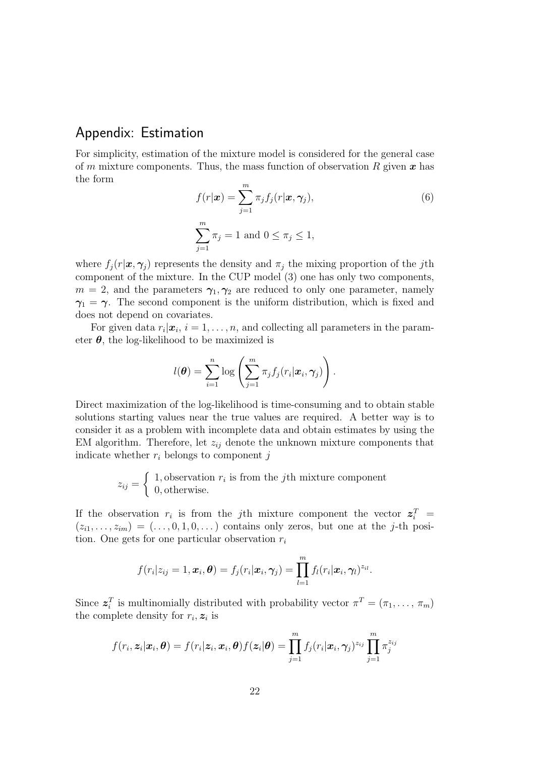## Appendix: Estimation

For simplicity, estimation of the mixture model is considered for the general case of $m$ mixture components. Thus, the mass function of observation $R$ given $\boldsymbol{x}$ has the form

$$f(r|\boldsymbol{x}) = \sum_{j=1}^{m} \pi_j f_j(r|\boldsymbol{x}, \boldsymbol{\gamma}_j), \tag{6}$$

$$\sum_{j=1}^{m} \pi_j = 1 \text{ and } 0 \leq \pi_j \leq 1,$$

where $f_j(r|\boldsymbol{x}, \boldsymbol{\gamma}_j)$ represents the density and $\pi_j$ the mixing proportion of the $j$th component of the mixture. In the CUP model (3) one has only two components, $m = 2$, and the parameters $\boldsymbol{\gamma}_1, \boldsymbol{\gamma}_2$ are reduced to only one parameter, namely $\boldsymbol{\gamma}_1 = \boldsymbol{\gamma}$. The second component is the uniform distribution, which is fixed and does not depend on covariates.

For given data $r_i|\boldsymbol{x}_i$, $i = 1, \ldots, n$, and collecting all parameters in the parameter $\boldsymbol{\theta}$, the log-likelihood to be maximized is

$$l(\boldsymbol{\theta}) = \sum_{i=1}^{n} \log \left( \sum_{j=1}^{m} \pi_j f_j(r_i|\boldsymbol{x}_i, \boldsymbol{\gamma}_j) \right).$$

Direct maximization of the log-likelihood is time-consuming and to obtain stable solutions starting values near the true values are required. A better way is to consider it as a problem with incomplete data and obtain estimates by using the EM algorithm. Therefore, let $z_{ij}$ denote the unknown mixture components that indicate whether $r_i$ belongs to component $j$

$$z_{ij} = \begin{cases} 1, \text{observation } r_i \text{ is from the } j\text{th mixture component} \\ 0, \text{otherwise.} \end{cases}$$

If the observation $r_i$ is from the $j$th mixture component the vector $\boldsymbol{z}_i^T = (z_{i1}, \ldots, z_{im}) = (\ldots, 0, 1, 0, \ldots)$ contains only zeros, but one at the $j$-th position. One gets for one particular observation $r_i$

$$f(r_i|z_{ij} = 1, \boldsymbol{x}_i, \boldsymbol{\theta}) = f_j(r_i|\boldsymbol{x}_i, \boldsymbol{\gamma}_j) = \prod_{l=1}^{m} f_l(r_i|\boldsymbol{x}_i, \boldsymbol{\gamma}_l)^{z_{il}}.$$

Since $\boldsymbol{z}_i^T$ is multinomially distributed with probability vector $\pi^T = (\pi_1, \ldots, \pi_m)$ the complete density for $r_i, \boldsymbol{z}_i$ is

$$f(r_i, \boldsymbol{z}_i|\boldsymbol{x}_i, \boldsymbol{\theta}) = f(r_i|\boldsymbol{z}_i, \boldsymbol{x}_i, \boldsymbol{\theta}) f(\boldsymbol{z}_i|\boldsymbol{\theta}) = \prod_{j=1}^{m} f_j(r_i|\boldsymbol{x}_i, \boldsymbol{\gamma}_j)^{z_{ij}} \prod_{j=1}^{m} \pi_j^{z_{ij}}$$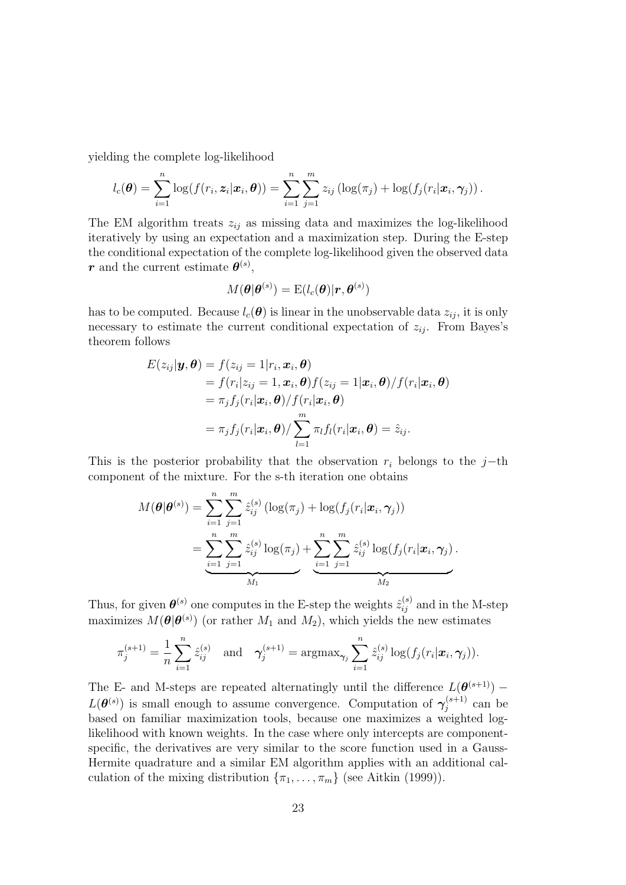yielding the complete log-likelihood

$$l_c(\boldsymbol{\theta}) = \sum_{i=1}^{n} \log(f(r_i, \boldsymbol{z}_i|\boldsymbol{x}_i, \boldsymbol{\theta})) = \sum_{i=1}^{n} \sum_{j=1}^{m} z_{ij} \left(\log(\pi_j) + \log(f_j(r_i|\boldsymbol{x}_i, \boldsymbol{\gamma}_j)\right).$$

The EM algorithm treats $z_{ij}$ as missing data and maximizes the log-likelihood iteratively by using an expectation and a maximization step. During the E-step the conditional expectation of the complete log-likelihood given the observed data $\boldsymbol{r}$ and the current estimate $\boldsymbol{\theta}^{(s)}$,

$$M(\boldsymbol{\theta}|\boldsymbol{\theta}^{(s)}) = \mathrm{E}(l_c(\boldsymbol{\theta})|\boldsymbol{r}, \boldsymbol{\theta}^{(s)})$$

has to be computed. Because $l_c(\boldsymbol{\theta})$ is linear in the unobservable data $z_{ij}$, it is only necessary to estimate the current conditional expectation of $z_{ij}$. From Bayes's theorem follows

$$\begin{aligned}
E(z_{ij}|\boldsymbol{y}, \boldsymbol{\theta}) &= f(z_{ij} = 1|r_i, \boldsymbol{x}_i, \boldsymbol{\theta}) \\
&= f(r_i|z_{ij} = 1, \boldsymbol{x}_i, \boldsymbol{\theta}) f(z_{ij} = 1|\boldsymbol{x}_i, \boldsymbol{\theta}) / f(r_i|\boldsymbol{x}_i, \boldsymbol{\theta}) \\
&= \pi_j f_j(r_i|\boldsymbol{x}_i, \boldsymbol{\theta}) / f(r_i|\boldsymbol{x}_i, \boldsymbol{\theta}) \\
&= \pi_j f_j(r_i|\boldsymbol{x}_i, \boldsymbol{\theta}) / \sum_{l=1}^{m} \pi_l f_l(r_i|\boldsymbol{x}_i, \boldsymbol{\theta}) = \hat{z}_{ij}.
\end{aligned}$$

This is the posterior probability that the observation $r_i$ belongs to the $j-$th component of the mixture. For the s-th iteration one obtains

$$\begin{aligned}
M(\boldsymbol{\theta}|\boldsymbol{\theta}^{(s)}) &= \sum_{i=1}^{n} \sum_{j=1}^{m} \hat{z}_{ij}^{(s)} \left(\log(\pi_j) + \log(f_j(r_i|\boldsymbol{x}_i, \boldsymbol{\gamma}_j)\right) \\
&= \underbrace{\sum_{i=1}^{n} \sum_{j=1}^{m} \hat{z}_{ij}^{(s)} \log(\pi_j)}_{M_1} + \underbrace{\sum_{i=1}^{n} \sum_{j=1}^{m} \hat{z}_{ij}^{(s)} \log(f_j(r_i|\boldsymbol{x}_i, \boldsymbol{\gamma}_j)}_{M_2}.
\end{aligned}$$

Thus, for given $\boldsymbol{\theta}^{(s)}$ one computes in the E-step the weights $\hat{z}_{ij}^{(s)}$ and in the M-step maximizes $M(\boldsymbol{\theta}|\boldsymbol{\theta}^{(s)})$ (or rather $M_1$ and $M_2$), which yields the new estimates

$$\pi_j^{(s+1)} = \frac{1}{n} \sum_{i=1}^{n} \hat{z}_{ij}^{(s)} \quad \text{and} \quad \boldsymbol{\gamma}_j^{(s+1)} = \mathrm{argmax}_{\boldsymbol{\gamma}_j} \sum_{i=1}^{n} \hat{z}_{ij}^{(s)} \log(f_j(r_i|\boldsymbol{x}_i, \boldsymbol{\gamma}_j)).$$

The E- and M-steps are repeated alternatingly until the difference $L(\boldsymbol{\theta}^{(s+1)}) - L(\boldsymbol{\theta}^{(s)})$ is small enough to assume convergence. Computation of $\boldsymbol{\gamma}_j^{(s+1)}$ can be based on familiar maximization tools, because one maximizes a weighted log-likelihood with known weights. In the case where only intercepts are component-specific, the derivatives are very similar to the score function used in a Gauss-Hermite quadrature and a similar EM algorithm applies with an additional calculation of the mixing distribution $\{\pi_1, \ldots, \pi_m\}$ (see Aitkin (1999)).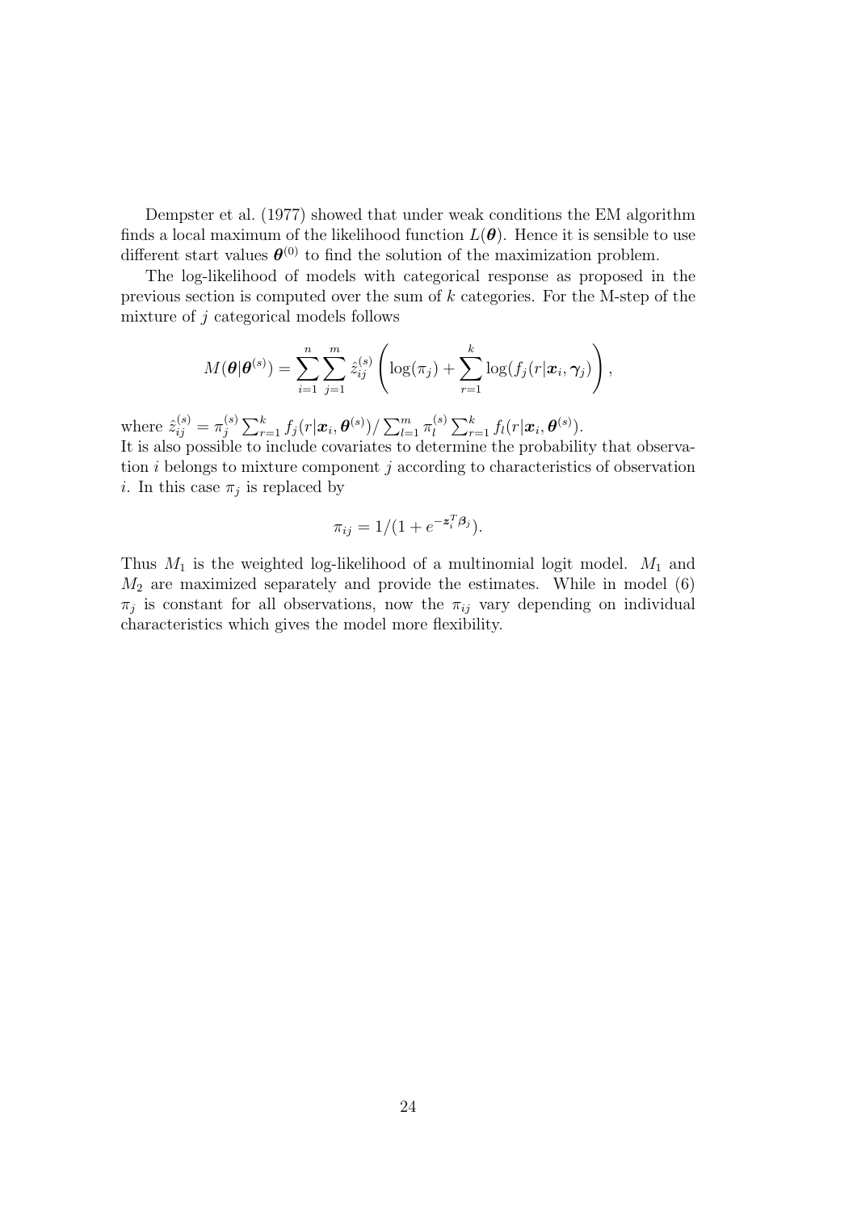Dempster et al. (1977) showed that under weak conditions the EM algorithm finds a local maximum of the likelihood function $L(\boldsymbol{\theta})$. Hence it is sensible to use different start values $\boldsymbol{\theta}^{(0)}$ to find the solution of the maximization problem.

The log-likelihood of models with categorical response as proposed in the previous section is computed over the sum of $k$ categories. For the M-step of the mixture of $j$ categorical models follows

$$M(\boldsymbol{\theta}|\boldsymbol{\theta}^{(s)}) = \sum_{i=1}^{n} \sum_{j=1}^{m} \hat{z}_{ij}^{(s)} \left( \log(\pi_j) + \sum_{r=1}^{k} \log(f_j(r|\boldsymbol{x}_i, \boldsymbol{\gamma}_j) \right),$$

where $\hat{z}_{ij}^{(s)} = \pi_j^{(s)} \sum_{r=1}^{k} f_j(r|\boldsymbol{x}_i, \boldsymbol{\theta}^{(s)}) / \sum_{l=1}^{m} \pi_l^{(s)} \sum_{r=1}^{k} f_l(r|\boldsymbol{x}_i, \boldsymbol{\theta}^{(s)})$.
It is also possible to include covariates to determine the probability that observation $i$ belongs to mixture component $j$ according to characteristics of observation $i$. In this case $\pi_j$ is replaced by

$$\pi_{ij} = 1/(1 + e^{-\boldsymbol{z}_i^T \boldsymbol{\beta}_j}).$$

Thus $M_1$ is the weighted log-likelihood of a multinomial logit model. $M_1$ and $M_2$ are maximized separately and provide the estimates. While in model (6) $\pi_j$ is constant for all observations, now the $\pi_{ij}$ vary depending on individual characteristics which gives the model more flexibility.